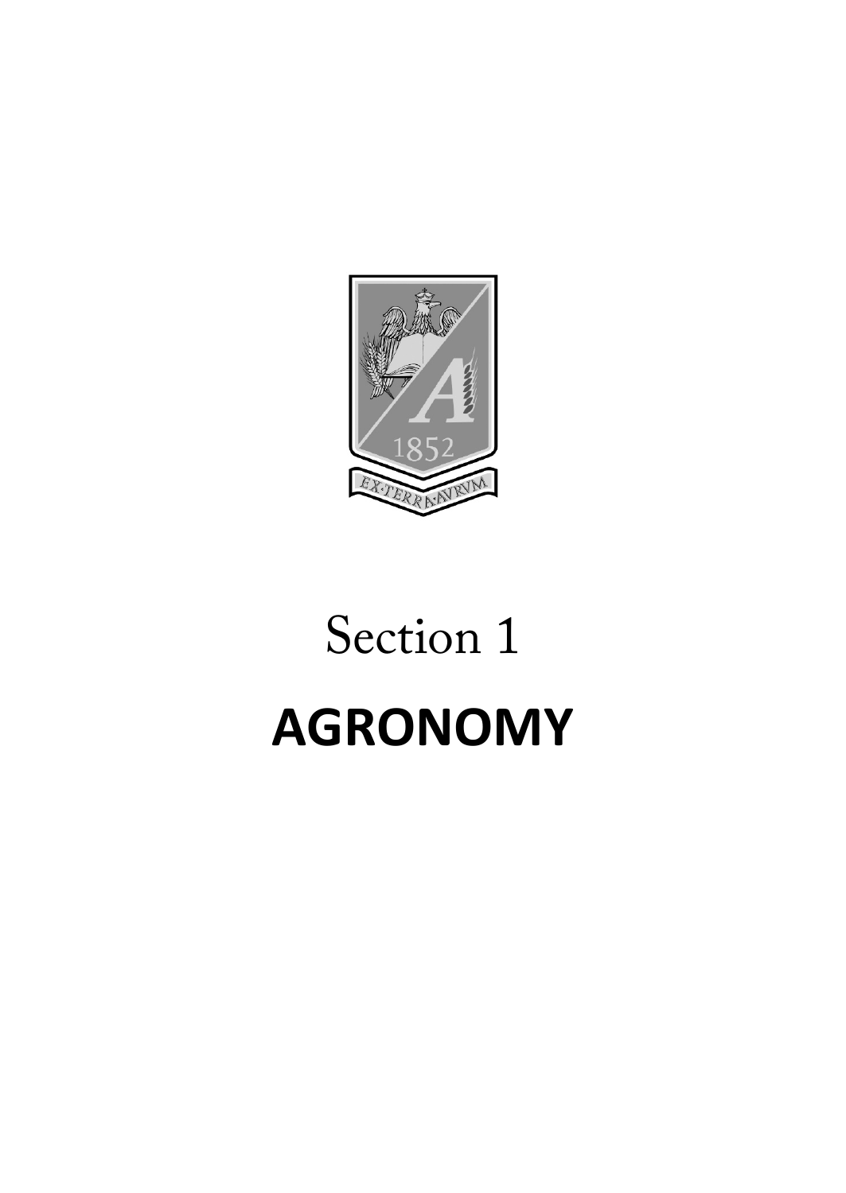Section 1

# AGRONOMY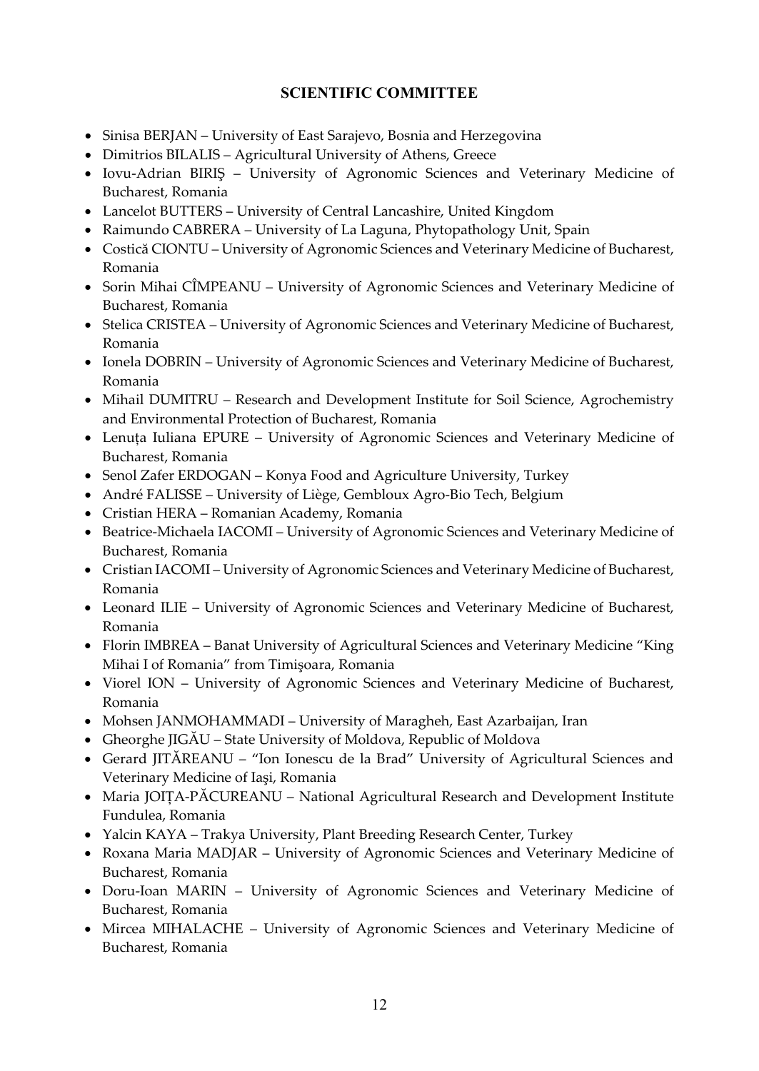## SCIENTIFIC COMMITTEE

- Sinisa BERJAN – University of East Sarajevo, Bosnia and Herzegovina
- Dimitrios BILALIS – Agricultural University of Athens, Greece
- Iovu-Adrian BIRIŞ – University of Agronomic Sciences and Veterinary Medicine of Bucharest, Romania
- Lancelot BUTTERS – University of Central Lancashire, United Kingdom
- Raimundo CABRERA – University of La Laguna, Phytopathology Unit, Spain
- Costică CIONTU – University of Agronomic Sciences and Veterinary Medicine of Bucharest, Romania
- Sorin Mihai CÎMPEANU – University of Agronomic Sciences and Veterinary Medicine of Bucharest, Romania
- Stelica CRISTEA – University of Agronomic Sciences and Veterinary Medicine of Bucharest, Romania
- Ionela DOBRIN – University of Agronomic Sciences and Veterinary Medicine of Bucharest, Romania
- Mihail DUMITRU – Research and Development Institute for Soil Science, Agrochemistry and Environmental Protection of Bucharest, Romania
- Lenuța Iuliana EPURE – University of Agronomic Sciences and Veterinary Medicine of Bucharest, Romania
- Senol Zafer ERDOGAN – Konya Food and Agriculture University, Turkey
- André FALISSE – University of Liège, Gembloux Agro-Bio Tech, Belgium
- Cristian HERA – Romanian Academy, Romania
- Beatrice-Michaela IACOMI – University of Agronomic Sciences and Veterinary Medicine of Bucharest, Romania
- Cristian IACOMI – University of Agronomic Sciences and Veterinary Medicine of Bucharest, Romania
- Leonard ILIE – University of Agronomic Sciences and Veterinary Medicine of Bucharest, Romania
- Florin IMBREA – Banat University of Agricultural Sciences and Veterinary Medicine "King Mihai I of Romania" from Timişoara, Romania
- Viorel ION – University of Agronomic Sciences and Veterinary Medicine of Bucharest, Romania
- Mohsen JANMOHAMMADI – University of Maragheh, East Azarbaijan, Iran
- Gheorghe JIGĂU – State University of Moldova, Republic of Moldova
- Gerard JITĂREANU – "Ion Ionescu de la Brad" University of Agricultural Sciences and Veterinary Medicine of Iaşi, Romania
- Maria JOIȚA-PĂCUREANU – National Agricultural Research and Development Institute Fundulea, Romania
- Yalcin KAYA – Trakya University, Plant Breeding Research Center, Turkey
- Roxana Maria MADJAR – University of Agronomic Sciences and Veterinary Medicine of Bucharest, Romania
- Doru-Ioan MARIN – University of Agronomic Sciences and Veterinary Medicine of Bucharest, Romania
- Mircea MIHALACHE – University of Agronomic Sciences and Veterinary Medicine of Bucharest, Romania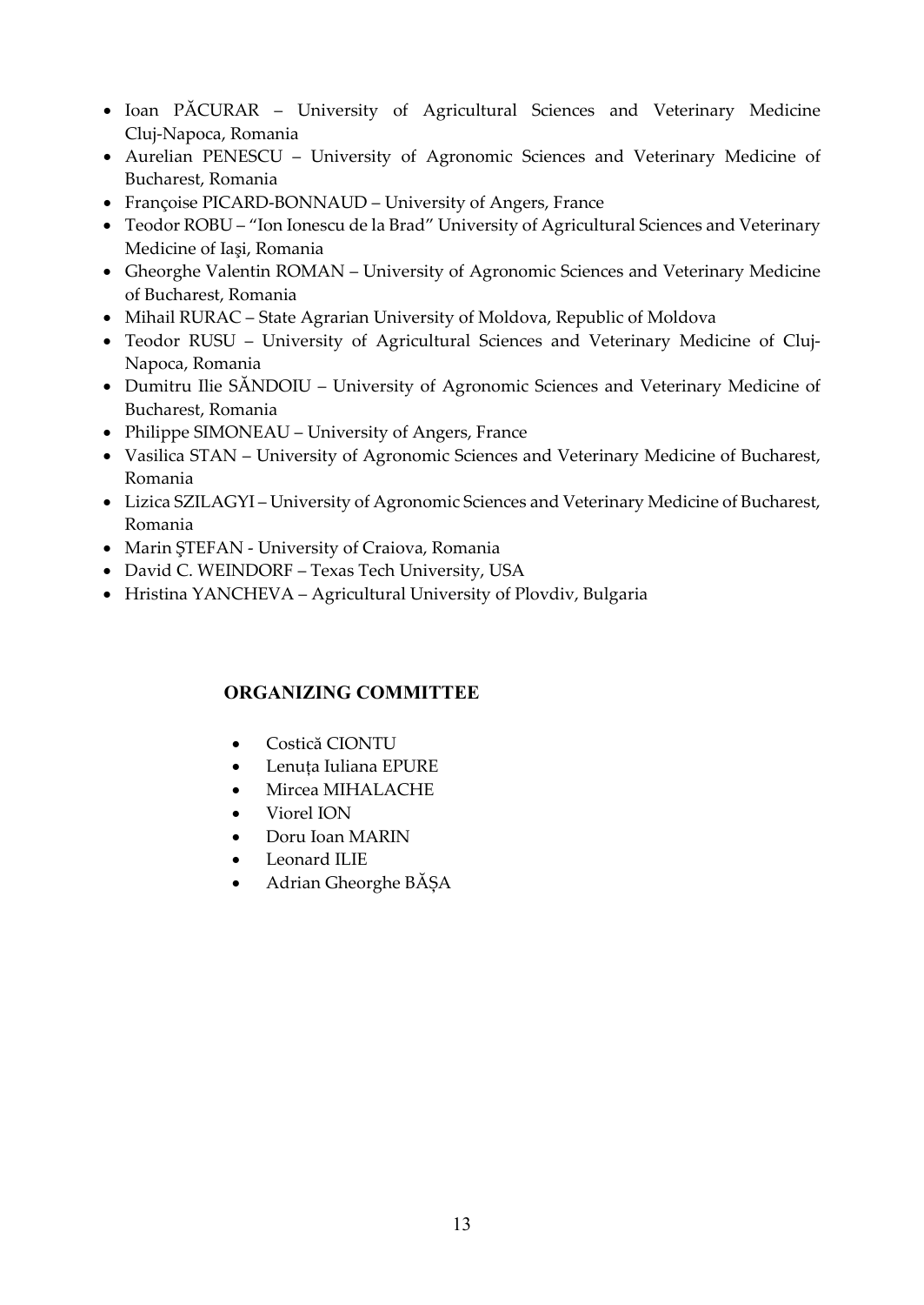- Ioan PĂCURAR – University of Agricultural Sciences and Veterinary Medicine Cluj-Napoca, Romania
- Aurelian PENESCU – University of Agronomic Sciences and Veterinary Medicine of Bucharest, Romania
- Françoise PICARD-BONNAUD – University of Angers, France
- Teodor ROBU – "Ion Ionescu de la Brad" University of Agricultural Sciences and Veterinary Medicine of Iaşi, Romania
- Gheorghe Valentin ROMAN – University of Agronomic Sciences and Veterinary Medicine of Bucharest, Romania
- Mihail RURAC – State Agrarian University of Moldova, Republic of Moldova
- Teodor RUSU – University of Agricultural Sciences and Veterinary Medicine of Cluj-Napoca, Romania
- Dumitru Ilie SĂNDOIU – University of Agronomic Sciences and Veterinary Medicine of Bucharest, Romania
- Philippe SIMONEAU – University of Angers, France
- Vasilica STAN – University of Agronomic Sciences and Veterinary Medicine of Bucharest, Romania
- Lizica SZILAGYI – University of Agronomic Sciences and Veterinary Medicine of Bucharest, Romania
- Marin ŞTEFAN - University of Craiova, Romania
- David C. WEINDORF – Texas Tech University, USA
- Hristina YANCHEVA – Agricultural University of Plovdiv, Bulgaria

## ORGANIZING COMMITTEE

- Costică CIONTU
- Lenuța Iuliana EPURE
- Mircea MIHALACHE
- Viorel ION
- Doru Ioan MARIN
- Leonard ILIE
- Adrian Gheorghe BĂȘA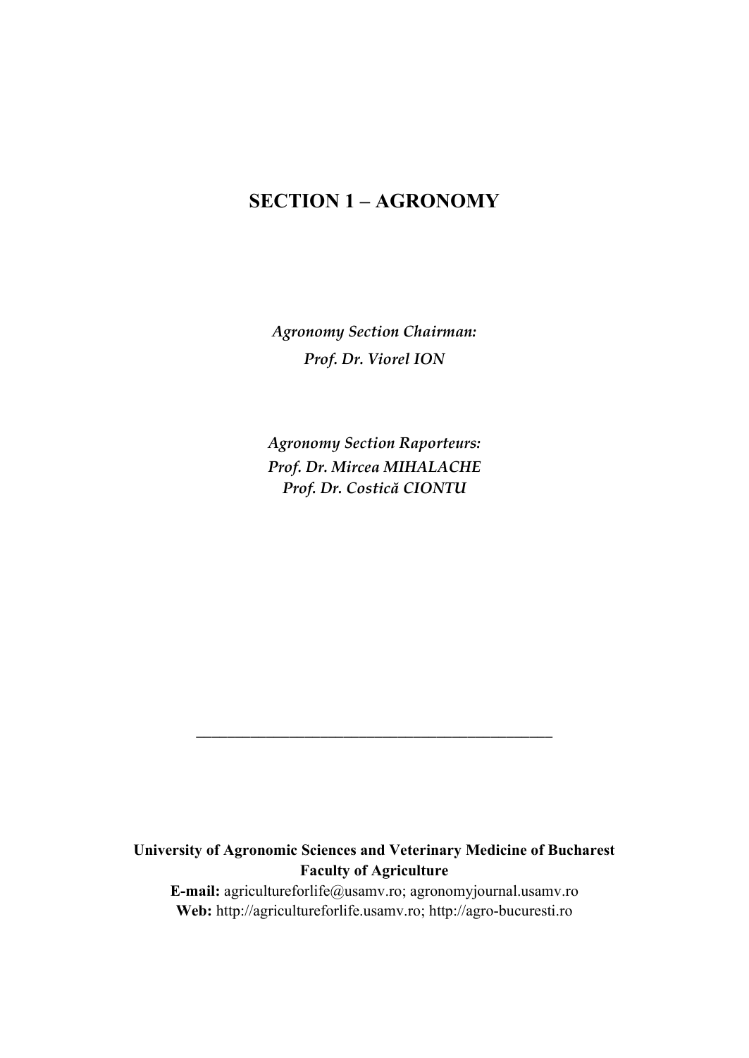# SECTION 1 – AGRONOMY

*Agronomy Section Chairman:*
*Prof. Dr. Viorel ION*

*Agronomy Section Raporteurs:*
*Prof. Dr. Mircea MIHALACHE*
*Prof. Dr. Costică CIONTU*

---

**University of Agronomic Sciences and Veterinary Medicine of Bucharest**
**Faculty of Agriculture**
**E-mail:** agricultureforlife@usamv.ro; agronomyjournal.usamv.ro
**Web:** http://agricultureforlife.usamv.ro; http://agro-bucuresti.ro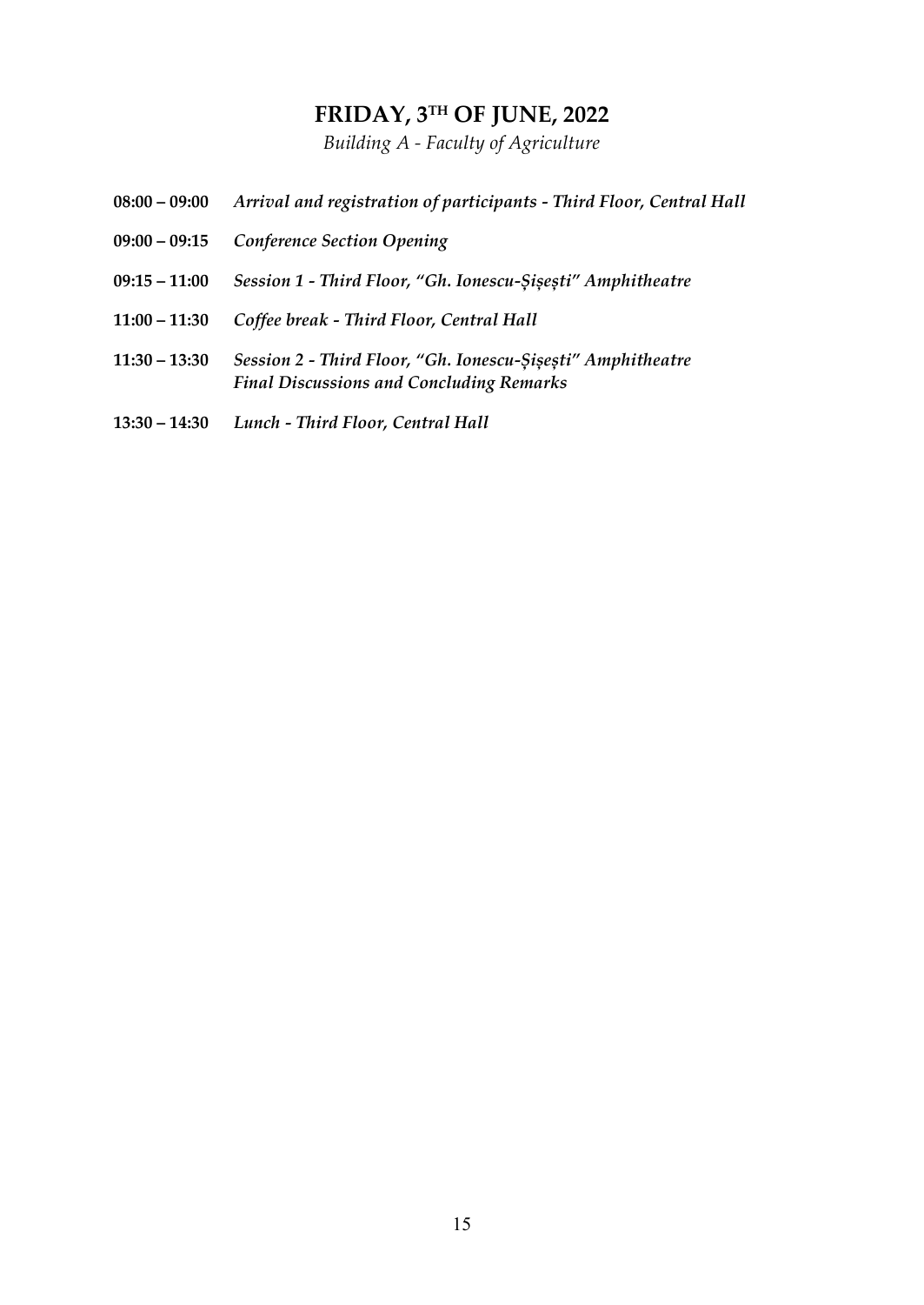# FRIDAY, 3TH OF JUNE, 2022

*Building A - Faculty of Agriculture*

**08:00 – 09:00** ***Arrival and registration of participants - Third Floor, Central Hall***

**09:00 – 09:15** ***Conference Section Opening***

**09:15 – 11:00** ***Session 1 - Third Floor, "Gh. Ionescu-Șișești" Amphitheatre***

**11:00 – 11:30** ***Coffee break - Third Floor, Central Hall***

**11:30 – 13:30** ***Session 2 - Third Floor, "Gh. Ionescu-Șișești" Amphitheatre***
***Final Discussions and Concluding Remarks***

**13:30 – 14:30** ***Lunch - Third Floor, Central Hall***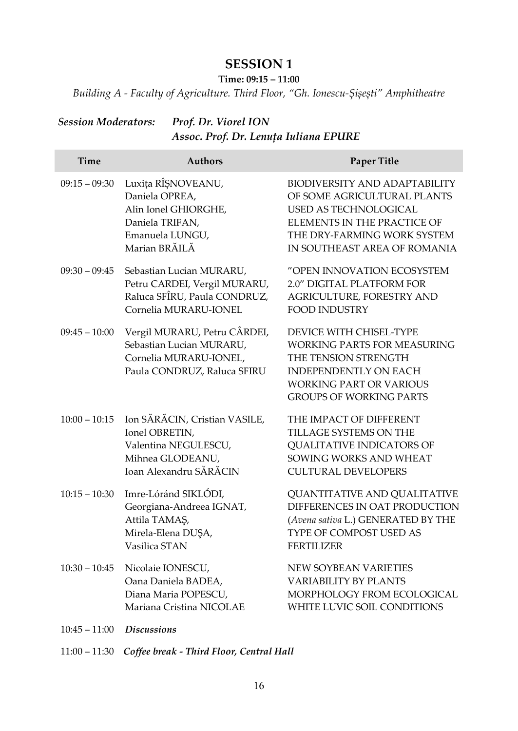# SESSION 1

**Time: 09:15 – 11:00**

*Building A - Faculty of Agriculture. Third Floor, "Gh. Ionescu-Șișești" Amphitheatre*

***Session Moderators:*** ***Prof. Dr. Viorel ION***
***Assoc. Prof. Dr. Lenuța Iuliana EPURE***

| Time | Authors | Paper Title |
|---|---|---|
| 09:15 – 09:30 | Luxița RÎȘNOVEANU, Daniela OPREA, Alin Ionel GHIORGHE, Daniela TRIFAN, Emanuela LUNGU, Marian BRĂILĂ | BIODIVERSITY AND ADAPTABILITY OF SOME AGRICULTURAL PLANTS USED AS TECHNOLOGICAL ELEMENTS IN THE PRACTICE OF THE DRY-FARMING WORK SYSTEM IN SOUTHEAST AREA OF ROMANIA |
| 09:30 – 09:45 | Sebastian Lucian MURARU, Petru CARDEI, Vergil MURARU, Raluca SFÎRU, Paula CONDRUZ, Cornelia MURARU-IONEL | "OPEN INNOVATION ECOSYSTEM 2.0" DIGITAL PLATFORM FOR AGRICULTURE, FORESTRY AND FOOD INDUSTRY |
| 09:45 – 10:00 | Vergil MURARU, Petru CÂRDEI, Sebastian Lucian MURARU, Cornelia MURARU-IONEL, Paula CONDRUZ, Raluca SFIRU | DEVICE WITH CHISEL-TYPE WORKING PARTS FOR MEASURING THE TENSION STRENGTH INDEPENDENTLY ON EACH WORKING PART OR VARIOUS GROUPS OF WORKING PARTS |
| 10:00 – 10:15 | Ion SĂRĂCIN, Cristian VASILE, Ionel OBRETIN, Valentina NEGULESCU, Mihnea GLODEANU, Ioan Alexandru SĂRĂCIN | THE IMPACT OF DIFFERENT TILLAGE SYSTEMS ON THE QUALITATIVE INDICATORS OF SOWING WORKS AND WHEAT CULTURAL DEVELOPERS |
| 10:15 – 10:30 | Imre-Lóránd SIKLÓDI, Georgiana-Andreea IGNAT, Attila TAMAȘ, Mirela-Elena DUȘA, Vasilica STAN | QUANTITATIVE AND QUALITATIVE DIFFERENCES IN OAT PRODUCTION (*Avena sativa* L.) GENERATED BY THE TYPE OF COMPOST USED AS FERTILIZER |
| 10:30 – 10:45 | Nicolaie IONESCU, Oana Daniela BADEA, Diana Maria POPESCU, Mariana Cristina NICOLAE | NEW SOYBEAN VARIETIES VARIABILITY BY PLANTS MORPHOLOGY FROM ECOLOGICAL WHITE LUVIC SOIL CONDITIONS |
| 10:45 – 11:00 | ***Discussions*** | |

11:00 – 11:30 ***Coffee break - Third Floor, Central Hall***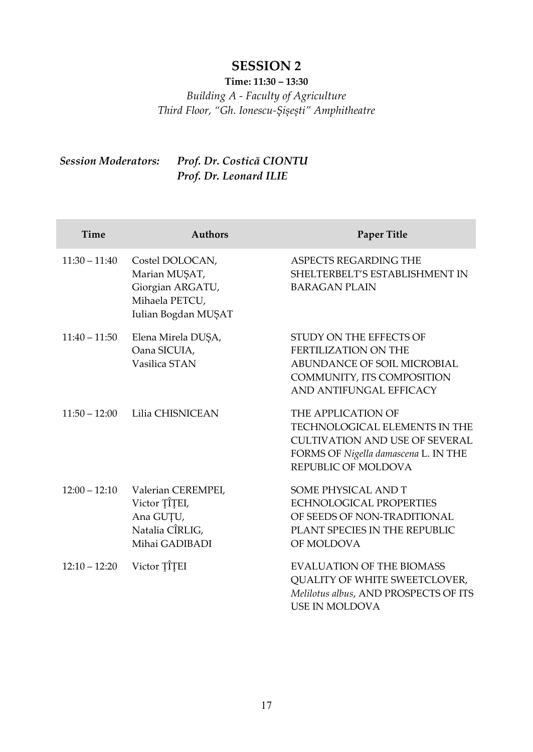## SESSION 2

**Time: 11:30 – 13:30**

*Building A - Faculty of Agriculture*
*Third Floor, "Gh. Ionescu-Șișești" Amphitheatre*

***Session Moderators:*** ***Prof. Dr. Costică CIONTU***
***Prof. Dr. Leonard ILIE***

| Time | Authors | Paper Title |
|---|---|---|
| 11:30 – 11:40 | Costel DOLOCAN, Marian MUȘAT, Giorgian ARGATU, Mihaela PETCU, Iulian Bogdan MUȘAT | ASPECTS REGARDING THE SHELTERBELT'S ESTABLISHMENT IN BARAGAN PLAIN |
| 11:40 – 11:50 | Elena Mirela DUȘA, Oana SICUIA, Vasilica STAN | STUDY ON THE EFFECTS OF FERTILIZATION ON THE ABUNDANCE OF SOIL MICROBIAL COMMUNITY, ITS COMPOSITION AND ANTIFUNGAL EFFICACY |
| 11:50 – 12:00 | Lilia CHISNICEAN | THE APPLICATION OF TECHNOLOGICAL ELEMENTS IN THE CULTIVATION AND USE OF SEVERAL FORMS OF *Nigella damascena* L. IN THE REPUBLIC OF MOLDOVA |
| 12:00 – 12:10 | Valerian CEREMPEI, Victor ȚÎȚEI, Ana GUȚU, Natalia CÎRLIG, Mihai GADIBADI | SOME PHYSICAL AND T ECHNOLOGICAL PROPERTIES OF SEEDS OF NON-TRADITIONAL PLANT SPECIES IN THE REPUBLIC OF MOLDOVA |
| 12:10 – 12:20 | Victor ȚÎȚEI | EVALUATION OF THE BIOMASS QUALITY OF WHITE SWEETCLOVER, *Melilotus albus*, AND PROSPECTS OF ITS USE IN MOLDOVA |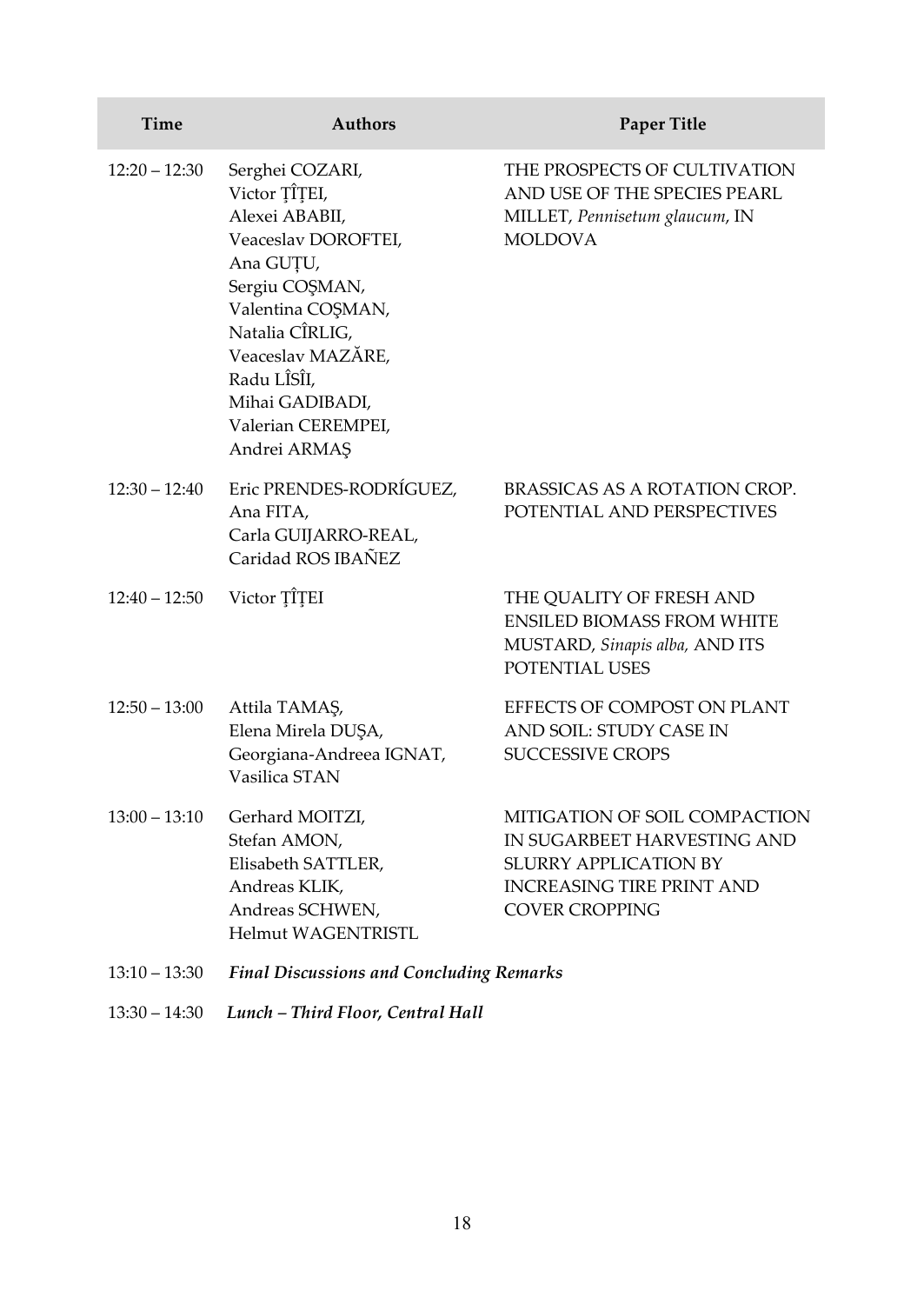| Time | Authors | Paper Title |
|---|---|---|
| 12:20 – 12:30 | Serghei COZARI, Victor ȚÎȚEI, Alexei ABABII, Veaceslav DOROFTEI, Ana GUȚU, Sergiu COȘMAN, Valentina COȘMAN, Natalia CÎRLIG, Veaceslav MAZĂRE, Radu LÎSÎI, Mihai GADIBADI, Valerian CEREMPEI, Andrei ARMAȘ | THE PROSPECTS OF CULTIVATION AND USE OF THE SPECIES PEARL MILLET, *Pennisetum glaucum*, IN MOLDOVA |
| 12:30 – 12:40 | Eric PRENDES-RODRÍGUEZ, Ana FITA, Carla GUIJARRO-REAL, Caridad ROS IBAÑEZ | BRASSICAS AS A ROTATION CROP. POTENTIAL AND PERSPECTIVES |
| 12:40 – 12:50 | Victor ȚÎȚEI | THE QUALITY OF FRESH AND ENSILED BIOMASS FROM WHITE MUSTARD, *Sinapis alba,* AND ITS POTENTIAL USES |
| 12:50 – 13:00 | Attila TAMAȘ, Elena Mirela DUȘA, Georgiana-Andreea IGNAT, Vasilica STAN | EFFECTS OF COMPOST ON PLANT AND SOIL: STUDY CASE IN SUCCESSIVE CROPS |
| 13:00 – 13:10 | Gerhard MOITZI, Stefan AMON, Elisabeth SATTLER, Andreas KLIK, Andreas SCHWEN, Helmut WAGENTRISTL | MITIGATION OF SOIL COMPACTION IN SUGARBEET HARVESTING AND SLURRY APPLICATION BY INCREASING TIRE PRINT AND COVER CROPPING |
| 13:10 – 13:30 | ***Final Discussions and Concluding Remarks*** | |
| 13:30 – 14:30 | ***Lunch – Third Floor, Central Hall*** | |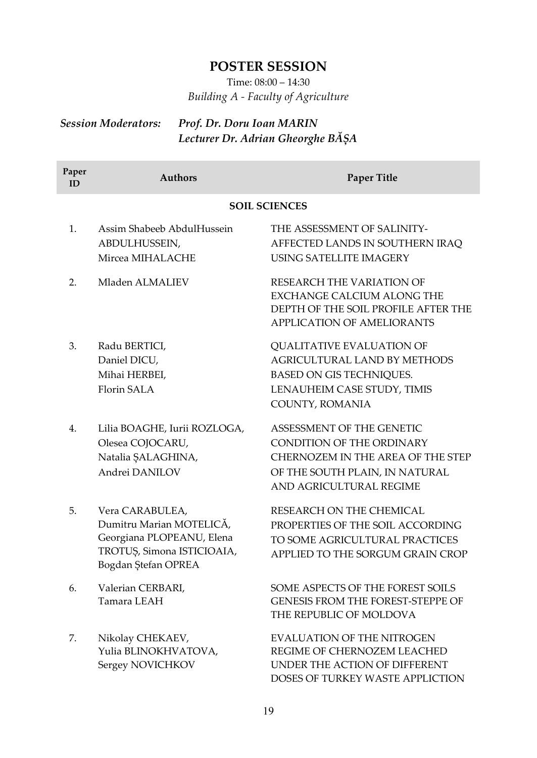## POSTER SESSION

Time: 08:00 – 14:30

*Building A - Faculty of Agriculture*

***Session Moderators:*** ***Prof. Dr. Doru Ioan MARIN***
***Lecturer Dr. Adrian Gheorghe BĂȘA***

| Paper ID | Authors | Paper Title |
|---|---|---|
| | **SOIL SCIENCES** | |
| 1. | Assim Shabeeb AbdulHussein ABDULHUSSEIN, Mircea MIHALACHE | THE ASSESSMENT OF SALINITY-AFFECTED LANDS IN SOUTHERN IRAQ USING SATELLITE IMAGERY |
| 2. | Mladen ALMALIEV | RESEARCH THE VARIATION OF EXCHANGE CALCIUM ALONG THE DEPTH OF THE SOIL PROFILE AFTER THE APPLICATION OF AMELIORANTS |
| 3. | Radu BERTICI, Daniel DICU, Mihai HERBEI, Florin SALA | QUALITATIVE EVALUATION OF AGRICULTURAL LAND BY METHODS BASED ON GIS TECHNIQUES. LENAUHEIM CASE STUDY, TIMIS COUNTY, ROMANIA |
| 4. | Lilia BOAGHE, Iurii ROZLOGA, Olesea COJOCARU, Natalia ȘALAGHINA, Andrei DANILOV | ASSESSMENT OF THE GENETIC CONDITION OF THE ORDINARY CHERNOZEM IN THE AREA OF THE STEP OF THE SOUTH PLAIN, IN NATURAL AND AGRICULTURAL REGIME |
| 5. | Vera CARABULEA, Dumitru Marian MOTELICĂ, Georgiana PLOPEANU, Elena TROTUȘ, Simona ISTICIOAIA, Bogdan Ștefan OPREA | RESEARCH ON THE CHEMICAL PROPERTIES OF THE SOIL ACCORDING TO SOME AGRICULTURAL PRACTICES APPLIED TO THE SORGUM GRAIN CROP |
| 6. | Valerian CERBARI, Tamara LEAH | SOME ASPECTS OF THE FOREST SOILS GENESIS FROM THE FOREST-STEPPE OF THE REPUBLIC OF MOLDOVA |
| 7. | Nikolay CHEKAEV, Yulia BLINOKHVATOVA, Sergey NOVICHKOV | EVALUATION OF THE NITROGEN REGIME OF CHERNOZEM LEACHED UNDER THE ACTION OF DIFFERENT DOSES OF TURKEY WASTE APPLICTION |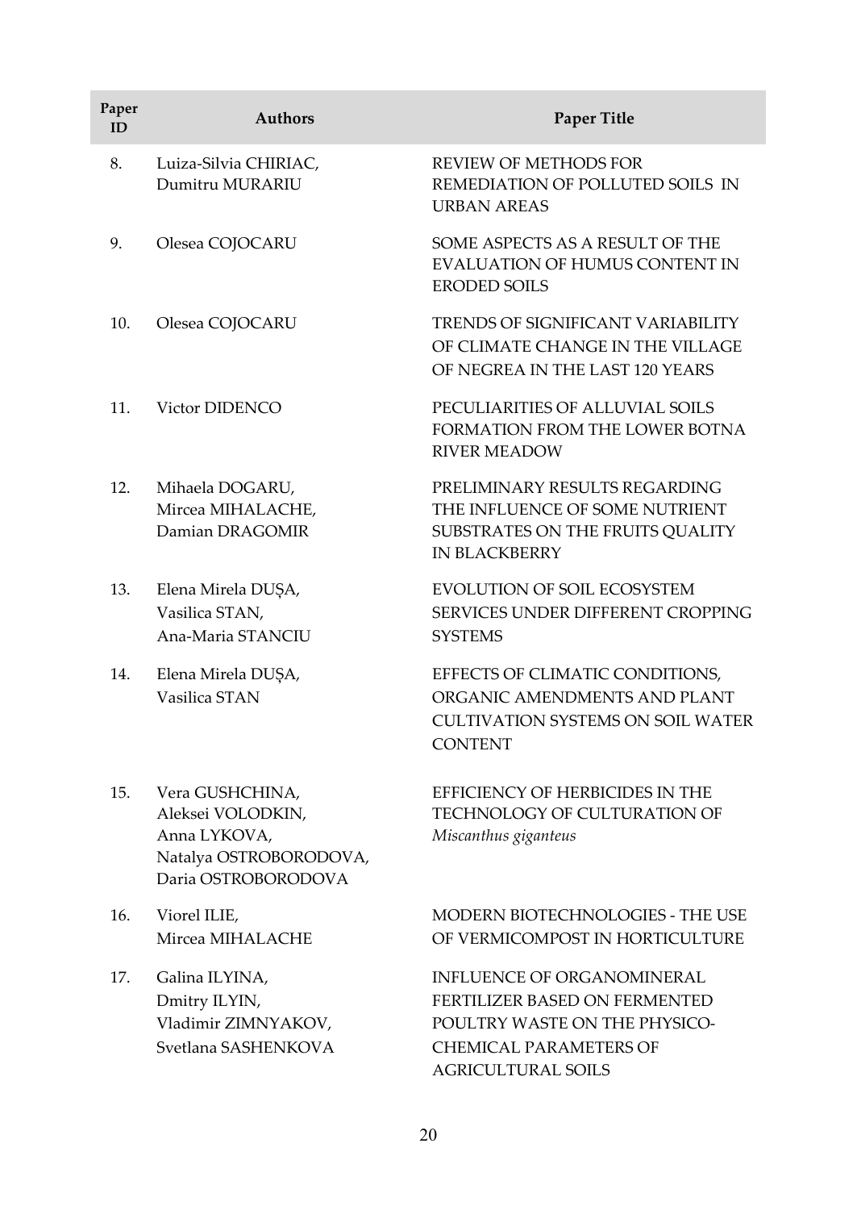| Paper ID | Authors | Paper Title |
|---|---|---|
| 8. | Luiza-Silvia CHIRIAC, Dumitru MURARIU | REVIEW OF METHODS FOR REMEDIATION OF POLLUTED SOILS IN URBAN AREAS |
| 9. | Olesea COJOCARU | SOME ASPECTS AS A RESULT OF THE EVALUATION OF HUMUS CONTENT IN ERODED SOILS |
| 10. | Olesea COJOCARU | TRENDS OF SIGNIFICANT VARIABILITY OF CLIMATE CHANGE IN THE VILLAGE OF NEGREA IN THE LAST 120 YEARS |
| 11. | Victor DIDENCO | PECULIARITIES OF ALLUVIAL SOILS FORMATION FROM THE LOWER BOTNA RIVER MEADOW |
| 12. | Mihaela DOGARU, Mircea MIHALACHE, Damian DRAGOMIR | PRELIMINARY RESULTS REGARDING THE INFLUENCE OF SOME NUTRIENT SUBSTRATES ON THE FRUITS QUALITY IN BLACKBERRY |
| 13. | Elena Mirela DUȘA, Vasilica STAN, Ana-Maria STANCIU | EVOLUTION OF SOIL ECOSYSTEM SERVICES UNDER DIFFERENT CROPPING SYSTEMS |
| 14. | Elena Mirela DUȘA, Vasilica STAN | EFFECTS OF CLIMATIC CONDITIONS, ORGANIC AMENDMENTS AND PLANT CULTIVATION SYSTEMS ON SOIL WATER CONTENT |
| 15. | Vera GUSHCHINA, Aleksei VOLODKIN, Anna LYKOVA, Natalya OSTROBORODOVA, Daria OSTROBORODOVA | EFFICIENCY OF HERBICIDES IN THE TECHNOLOGY OF CULTURATION OF *Miscanthus giganteus* |
| 16. | Viorel ILIE, Mircea MIHALACHE | MODERN BIOTECHNOLOGIES - THE USE OF VERMICOMPOST IN HORTICULTURE |
| 17. | Galina ILYINA, Dmitry ILYIN, Vladimir ZIMNYAKOV, Svetlana SASHENKOVA | INFLUENCE OF ORGANOMINERAL FERTILIZER BASED ON FERMENTED POULTRY WASTE ON THE PHYSICO-CHEMICAL PARAMETERS OF AGRICULTURAL SOILS |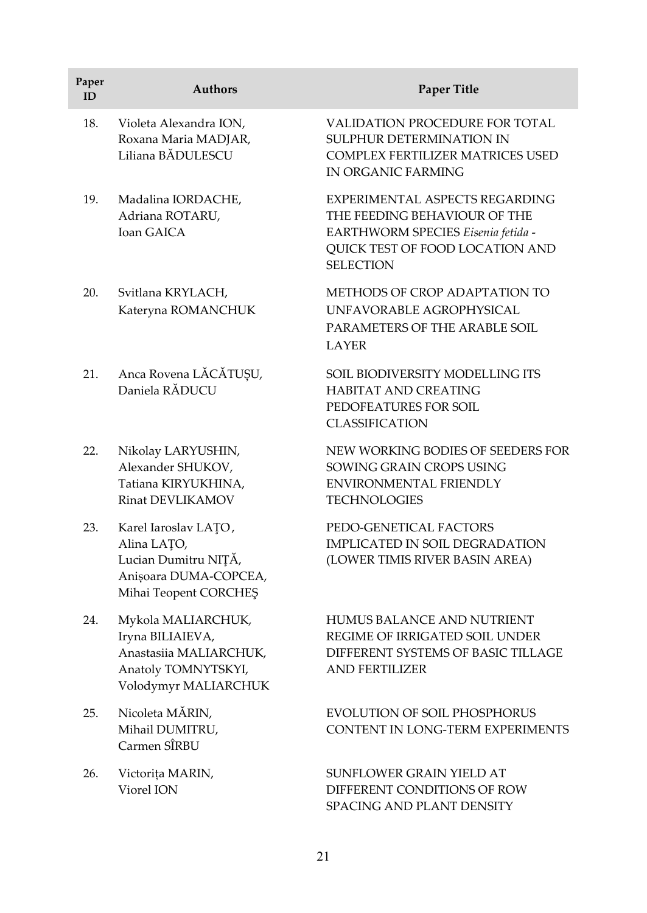| Paper ID | Authors | Paper Title |
|---|---|---|
| 18. | Violeta Alexandra ION, Roxana Maria MADJAR, Liliana BĂDULESCU | VALIDATION PROCEDURE FOR TOTAL SULPHUR DETERMINATION IN COMPLEX FERTILIZER MATRICES USED IN ORGANIC FARMING |
| 19. | Madalina IORDACHE, Adriana ROTARU, Ioan GAICA | EXPERIMENTAL ASPECTS REGARDING THE FEEDING BEHAVIOUR OF THE EARTHWORM SPECIES *Eisenia fetida* - QUICK TEST OF FOOD LOCATION AND SELECTION |
| 20. | Svitlana KRYLACH, Kateryna ROMANCHUK | METHODS OF CROP ADAPTATION TO UNFAVORABLE AGROPHYSICAL PARAMETERS OF THE ARABLE SOIL LAYER |
| 21. | Anca Rovena LĂCĂTUȘU, Daniela RĂDUCU | SOIL BIODIVERSITY MODELLING ITS HABITAT AND CREATING PEDOFEATURES FOR SOIL CLASSIFICATION |
| 22. | Nikolay LARYUSHIN, Alexander SHUKOV, Tatiana KIRYUKHINA, Rinat DEVLIKAMOV | NEW WORKING BODIES OF SEEDERS FOR SOWING GRAIN CROPS USING ENVIRONMENTAL FRIENDLY TECHNOLOGIES |
| 23. | Karel Iaroslav LAȚO, Alina LAȚO, Lucian Dumitru NIȚĂ, Anișoara DUMA-COPCEA, Mihai Teopent CORCHEŞ | PEDO-GENETICAL FACTORS IMPLICATED IN SOIL DEGRADATION (LOWER TIMIS RIVER BASIN AREA) |
| 24. | Mykola MALIARCHUK, Iryna BILIAIEVA, Anastasiia MALIARCHUK, Anatoly TOMNYTSKYI, Volodymyr MALIARCHUK | HUMUS BALANCE AND NUTRIENT REGIME OF IRRIGATED SOIL UNDER DIFFERENT SYSTEMS OF BASIC TILLAGE AND FERTILIZER |
| 25. | Nicoleta MĂRIN, Mihail DUMITRU, Carmen SÎRBU | EVOLUTION OF SOIL PHOSPHORUS CONTENT IN LONG-TERM EXPERIMENTS |
| 26. | Victorița MARIN, Viorel ION | SUNFLOWER GRAIN YIELD AT DIFFERENT CONDITIONS OF ROW SPACING AND PLANT DENSITY |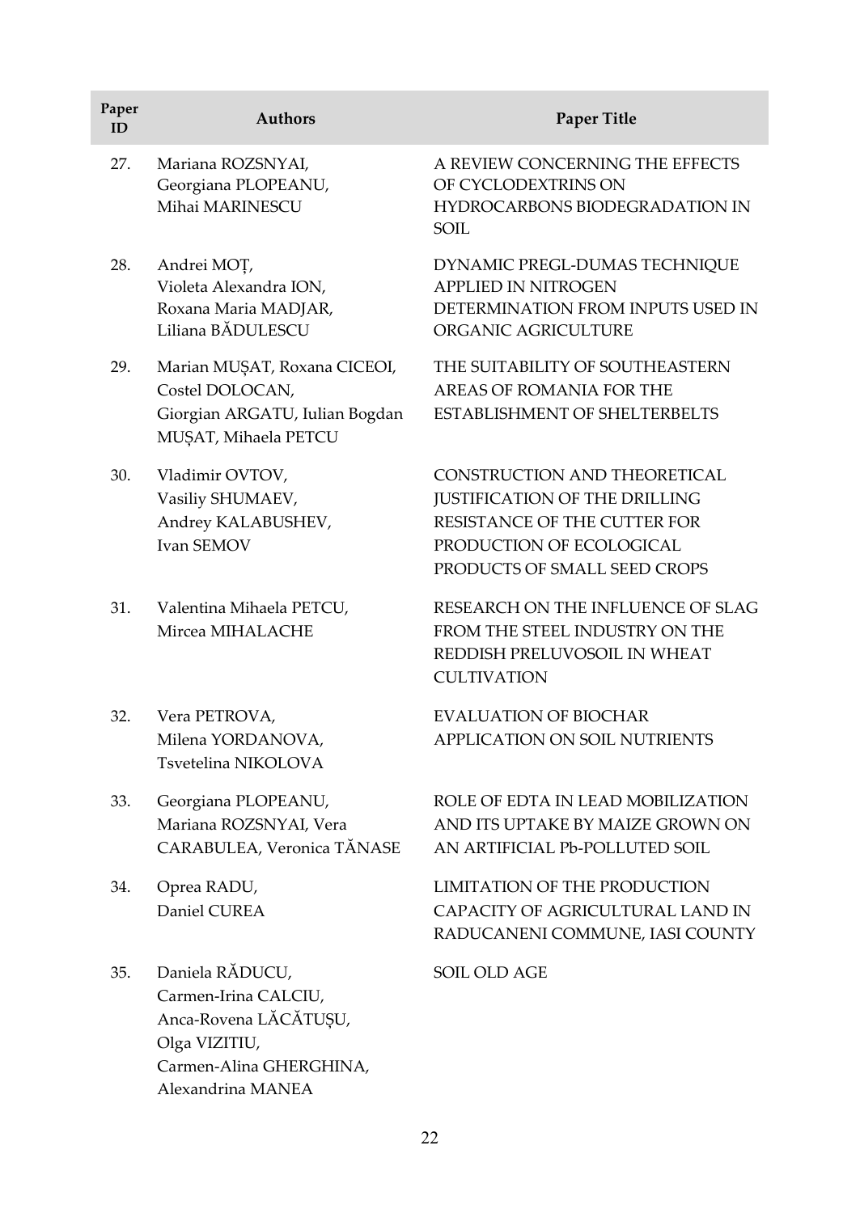| Paper ID | Authors | Paper Title |
|---|---|---|
| 27. | Mariana ROZSNYAI, Georgiana PLOPEANU, Mihai MARINESCU | A REVIEW CONCERNING THE EFFECTS OF CYCLODEXTRINS ON HYDROCARBONS BIODEGRADATION IN SOIL |
| 28. | Andrei MOȚ, Violeta Alexandra ION, Roxana Maria MADJAR, Liliana BĂDULESCU | DYNAMIC PREGL-DUMAS TECHNIQUE APPLIED IN NITROGEN DETERMINATION FROM INPUTS USED IN ORGANIC AGRICULTURE |
| 29. | Marian MUȘAT, Roxana CICEOI, Costel DOLOCAN, Giorgian ARGATU, Iulian Bogdan MUȘAT, Mihaela PETCU | THE SUITABILITY OF SOUTHEASTERN AREAS OF ROMANIA FOR THE ESTABLISHMENT OF SHELTERBELTS |
| 30. | Vladimir OVTOV, Vasiliy SHUMAEV, Andrey KALABUSHEV, Ivan SEMOV | CONSTRUCTION AND THEORETICAL JUSTIFICATION OF THE DRILLING RESISTANCE OF THE CUTTER FOR PRODUCTION OF ECOLOGICAL PRODUCTS OF SMALL SEED CROPS |
| 31. | Valentina Mihaela PETCU, Mircea MIHALACHE | RESEARCH ON THE INFLUENCE OF SLAG FROM THE STEEL INDUSTRY ON THE REDDISH PRELUVOSOIL IN WHEAT CULTIVATION |
| 32. | Vera PETROVA, Milena YORDANOVA, Tsvetelina NIKOLOVA | EVALUATION OF BIOCHAR APPLICATION ON SOIL NUTRIENTS |
| 33. | Georgiana PLOPEANU, Mariana ROZSNYAI, Vera CARABULEA, Veronica TĂNASE | ROLE OF EDTA IN LEAD MOBILIZATION AND ITS UPTAKE BY MAIZE GROWN ON AN ARTIFICIAL Pb-POLLUTED SOIL |
| 34. | Oprea RADU, Daniel CUREA | LIMITATION OF THE PRODUCTION CAPACITY OF AGRICULTURAL LAND IN RADUCANENI COMMUNE, IASI COUNTY |
| 35. | Daniela RĂDUCU, Carmen-Irina CALCIU, Anca-Rovena LĂCĂTUȘU, Olga VIZITIU, Carmen-Alina GHERGHINA, Alexandrina MANEA | SOIL OLD AGE |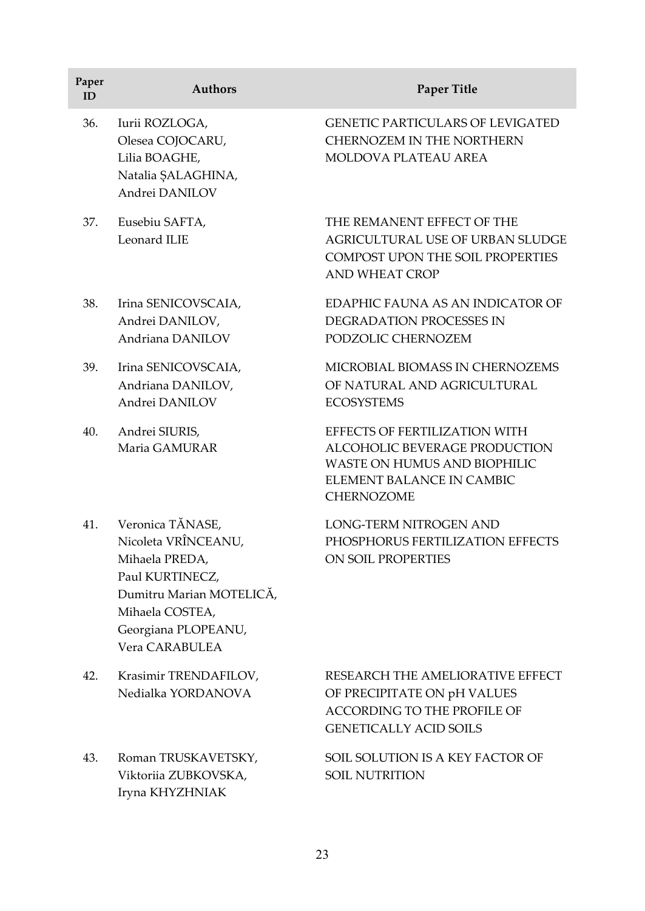| Paper ID | Authors | Paper Title |
|---|---|---|
| 36. | Iurii ROZLOGA, Olesea COJOCARU, Lilia BOAGHE, Natalia ȘALAGHINA, Andrei DANILOV | GENETIC PARTICULARS OF LEVIGATED CHERNOZEM IN THE NORTHERN MOLDOVA PLATEAU AREA |
| 37. | Eusebiu SAFTA, Leonard ILIE | THE REMANENT EFFECT OF THE AGRICULTURAL USE OF URBAN SLUDGE COMPOST UPON THE SOIL PROPERTIES AND WHEAT CROP |
| 38. | Irina SENICOVSCAIA, Andrei DANILOV, Andriana DANILOV | EDAPHIC FAUNA AS AN INDICATOR OF DEGRADATION PROCESSES IN PODZOLIC CHERNOZEM |
| 39. | Irina SENICOVSCAIA, Andriana DANILOV, Andrei DANILOV | MICROBIAL BIOMASS IN CHERNOZEMS OF NATURAL AND AGRICULTURAL ECOSYSTEMS |
| 40. | Andrei SIURIS, Maria GAMURAR | EFFECTS OF FERTILIZATION WITH ALCOHOLIC BEVERAGE PRODUCTION WASTE ON HUMUS AND BIOPHILIC ELEMENT BALANCE IN CAMBIC CHERNOZOME |
| 41. | Veronica TĂNASE, Nicoleta VRÎNCEANU, Mihaela PREDA, Paul KURTINECZ, Dumitru Marian MOTELICĂ, Mihaela COSTEA, Georgiana PLOPEANU, Vera CARABULEA | LONG-TERM NITROGEN AND PHOSPHORUS FERTILIZATION EFFECTS ON SOIL PROPERTIES |
| 42. | Krasimir TRENDAFILOV, Nedialka YORDANOVA | RESEARCH THE AMELIORATIVE EFFECT OF PRECIPITATE ON pH VALUES ACCORDING TO THE PROFILE OF GENETICALLY ACID SOILS |
| 43. | Roman TRUSKAVETSKY, Viktoriia ZUBKOVSKA, Iryna KHYZHNIAK | SOIL SOLUTION IS A KEY FACTOR OF SOIL NUTRITION |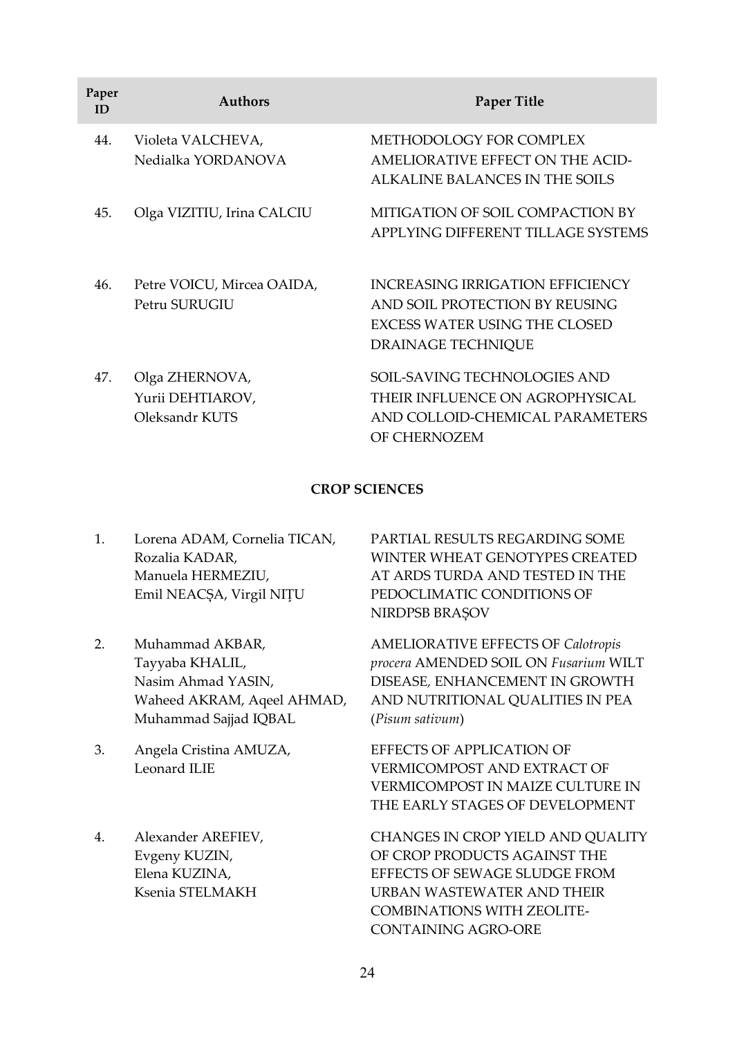| Paper ID | Authors | Paper Title |
|---|---|---|
| 44. | Violeta VALCHEVA, Nedialka YORDANOVA | METHODOLOGY FOR COMPLEX AMELIORATIVE EFFECT ON THE ACID-ALKALINE BALANCES IN THE SOILS |
| 45. | Olga VIZITIU, Irina CALCIU | MITIGATION OF SOIL COMPACTION BY APPLYING DIFFERENT TILLAGE SYSTEMS |
| 46. | Petre VOICU, Mircea OAIDA, Petru SURUGIU | INCREASING IRRIGATION EFFICIENCY AND SOIL PROTECTION BY REUSING EXCESS WATER USING THE CLOSED DRAINAGE TECHNIQUE |
| 47. | Olga ZHERNOVA, Yurii DEHTIAROV, Oleksandr KUTS | SOIL-SAVING TECHNOLOGIES AND THEIR INFLUENCE ON AGROPHYSICAL AND COLLOID-CHEMICAL PARAMETERS OF CHERNOZEM |

**CROP SCIENCES**

| Paper ID | Authors | Paper Title |
|---|---|---|
| 1. | Lorena ADAM, Cornelia TICAN, Rozalia KADAR, Manuela HERMEZIU, Emil NEACȘA, Virgil NIȚU | PARTIAL RESULTS REGARDING SOME WINTER WHEAT GENOTYPES CREATED AT ARDS TURDA AND TESTED IN THE PEDOCLIMATIC CONDITIONS OF NIRDPSB BRAȘOV |
| 2. | Muhammad AKBAR, Tayyaba KHALIL, Nasim Ahmad YASIN, Waheed AKRAM, Aqeel AHMAD, Muhammad Sajjad IQBAL | AMELIORATIVE EFFECTS OF *Calotropis procera* AMENDED SOIL ON *Fusarium* WILT DISEASE, ENHANCEMENT IN GROWTH AND NUTRITIONAL QUALITIES IN PEA (*Pisum sativum*) |
| 3. | Angela Cristina AMUZA, Leonard ILIE | EFFECTS OF APPLICATION OF VERMICOMPOST AND EXTRACT OF VERMICOMPOST IN MAIZE CULTURE IN THE EARLY STAGES OF DEVELOPMENT |
| 4. | Alexander AREFIEV, Evgeny KUZIN, Elena KUZINA, Ksenia STELMAKH | CHANGES IN CROP YIELD AND QUALITY OF CROP PRODUCTS AGAINST THE EFFECTS OF SEWAGE SLUDGE FROM URBAN WASTEWATER AND THEIR COMBINATIONS WITH ZEOLITE-CONTAINING AGRO-ORE |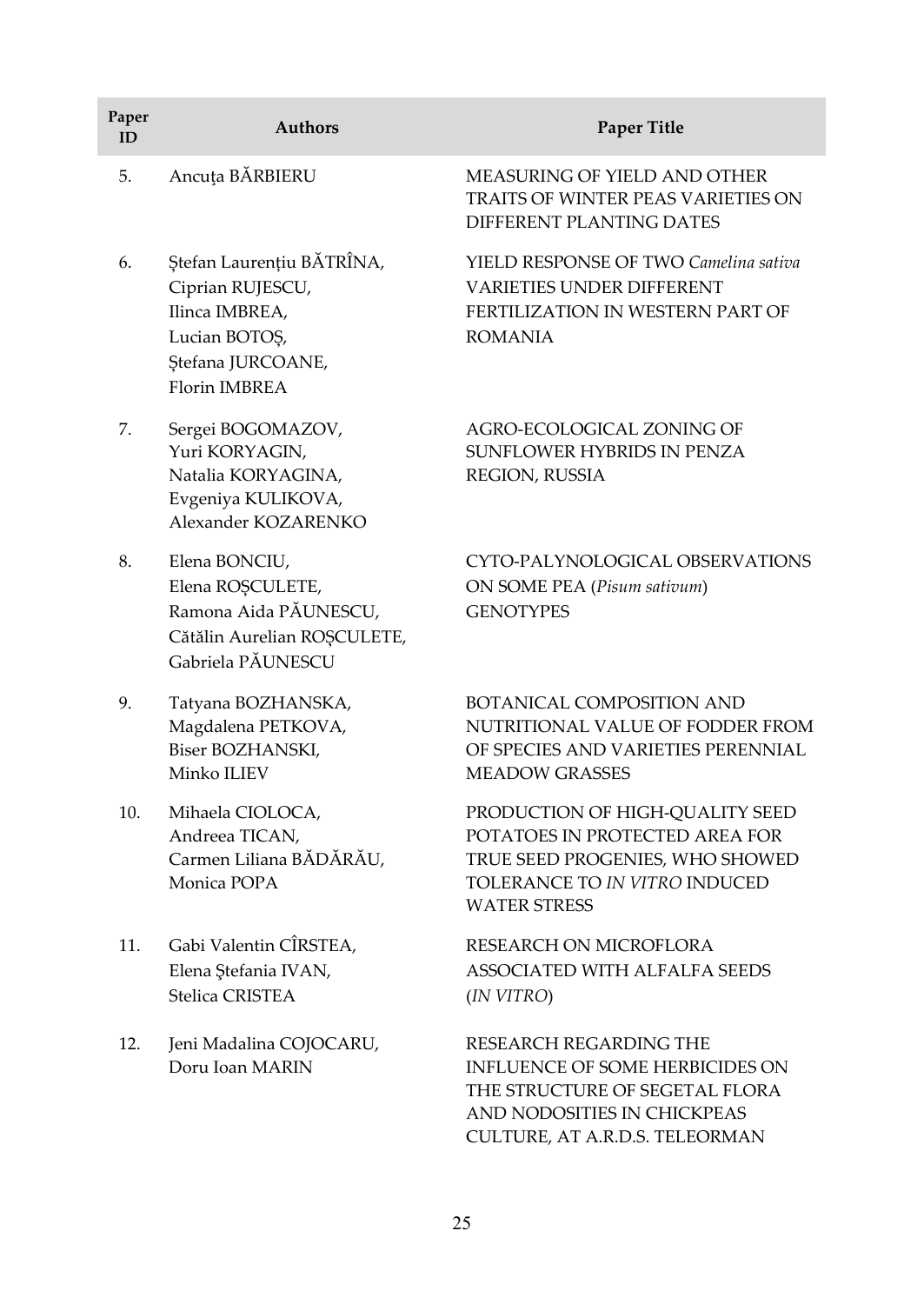| Paper ID | Authors | Paper Title |
|---|---|---|
| 5. | Ancuţa BĂRBIERU | MEASURING OF YIELD AND OTHER TRAITS OF WINTER PEAS VARIETIES ON DIFFERENT PLANTING DATES |
| 6. | Ștefan Laurențiu BĂTRÎNA, Ciprian RUJESCU, Ilinca IMBREA, Lucian BOTOȘ, Ștefana JURCOANE, Florin IMBREA | YIELD RESPONSE OF TWO *Camelina sativa* VARIETIES UNDER DIFFERENT FERTILIZATION IN WESTERN PART OF ROMANIA |
| 7. | Sergei BOGOMAZOV, Yuri KORYAGIN, Natalia KORYAGINA, Evgeniya KULIKOVA, Alexander KOZARENKO | AGRO-ECOLOGICAL ZONING OF SUNFLOWER HYBRIDS IN PENZA REGION, RUSSIA |
| 8. | Elena BONCIU, Elena ROȘCULETE, Ramona Aida PĂUNESCU, Cătălin Aurelian ROȘCULETE, Gabriela PĂUNESCU | CYTO-PALYNOLOGICAL OBSERVATIONS ON SOME PEA (*Pisum sativum*) GENOTYPES |
| 9. | Tatyana BOZHANSKA, Magdalena PETKOVA, Biser BOZHANSKI, Minko ILIEV | BOTANICAL COMPOSITION AND NUTRITIONAL VALUE OF FODDER FROM OF SPECIES AND VARIETIES PERENNIAL MEADOW GRASSES |
| 10. | Mihaela CIOLOCA, Andreea TICAN, Carmen Liliana BĂDĂRĂU, Monica POPA | PRODUCTION OF HIGH-QUALITY SEED POTATOES IN PROTECTED AREA FOR TRUE SEED PROGENIES, WHO SHOWED TOLERANCE TO *IN VITRO* INDUCED WATER STRESS |
| 11. | Gabi Valentin CÎRSTEA, Elena Ştefania IVAN, Stelica CRISTEA | RESEARCH ON MICROFLORA ASSOCIATED WITH ALFALFA SEEDS (*IN VITRO*) |
| 12. | Jeni Madalina COJOCARU, Doru Ioan MARIN | RESEARCH REGARDING THE INFLUENCE OF SOME HERBICIDES ON THE STRUCTURE OF SEGETAL FLORA AND NODOSITIES IN CHICKPEAS CULTURE, AT A.R.D.S. TELEORMAN |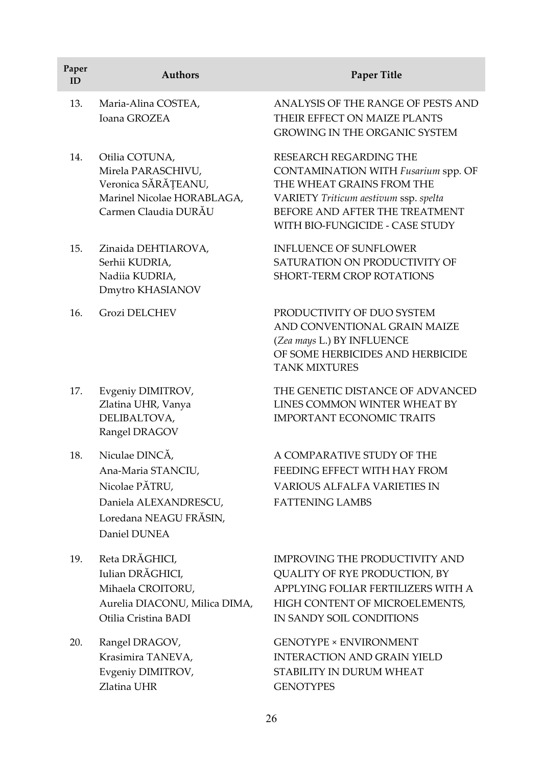| Paper ID | Authors | Paper Title |
|---|---|---|
| 13. | Maria-Alina COSTEA, Ioana GROZEA | ANALYSIS OF THE RANGE OF PESTS AND THEIR EFFECT ON MAIZE PLANTS GROWING IN THE ORGANIC SYSTEM |
| 14. | Otilia COTUNA, Mirela PARASCHIVU, Veronica SĂRĂȚEANU, Marinel Nicolae HORABLAGA, Carmen Claudia DURĂU | RESEARCH REGARDING THE CONTAMINATION WITH *Fusarium* spp. OF THE WHEAT GRAINS FROM THE VARIETY *Triticum aestivum* ssp. *spelta* BEFORE AND AFTER THE TREATMENT WITH BIO-FUNGICIDE - CASE STUDY |
| 15. | Zinaida DEHTIAROVA, Serhii KUDRIA, Nadiia KUDRIA, Dmytro KHASIANOV | INFLUENCE OF SUNFLOWER SATURATION ON PRODUCTIVITY OF SHORT-TERM CROP ROTATIONS |
| 16. | Grozi DELCHEV | PRODUCTIVITY OF DUO SYSTEM AND CONVENTIONAL GRAIN MAIZE (*Zea mays* L.) BY INFLUENCE OF SOME HERBICIDES AND HERBICIDE TANK MIXTURES |
| 17. | Evgeniy DIMITROV, Zlatina UHR, Vanya DELIBALTOVA, Rangel DRAGOV | THE GENETIC DISTANCE OF ADVANCED LINES COMMON WINTER WHEAT BY IMPORTANT ECONOMIC TRAITS |
| 18. | Niculae DINCĂ, Ana-Maria STANCIU, Nicolae PĂTRU, Daniela ALEXANDRESCU, Loredana NEAGU FRĂSIN, Daniel DUNEA | A COMPARATIVE STUDY OF THE FEEDING EFFECT WITH HAY FROM VARIOUS ALFALFA VARIETIES IN FATTENING LAMBS |
| 19. | Reta DRĂGHICI, Iulian DRĂGHICI, Mihaela CROITORU, Aurelia DIACONU, Milica DIMA, Otilia Cristina BADI | IMPROVING THE PRODUCTIVITY AND QUALITY OF RYE PRODUCTION, BY APPLYING FOLIAR FERTILIZERS WITH A HIGH CONTENT OF MICROELEMENTS, IN SANDY SOIL CONDITIONS |
| 20. | Rangel DRAGOV, Krasimira TANEVA, Evgeniy DIMITROV, Zlatina UHR | GENOTYPE × ENVIRONMENT INTERACTION AND GRAIN YIELD STABILITY IN DURUM WHEAT GENOTYPES |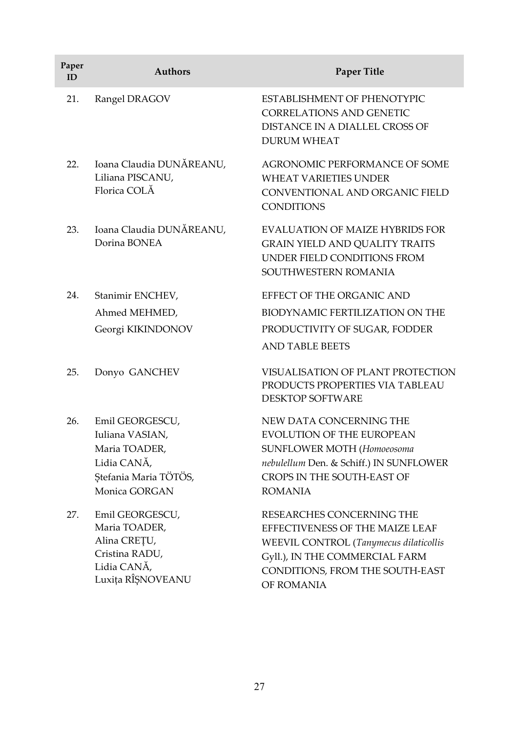| Paper ID | Authors | Paper Title |
|---|---|---|
| 21. | Rangel DRAGOV | ESTABLISHMENT OF PHENOTYPIC CORRELATIONS AND GENETIC DISTANCE IN A DIALLEL CROSS OF DURUM WHEAT |
| 22. | Ioana Claudia DUNĂREANU, Liliana PISCANU, Florica COLĂ | AGRONOMIC PERFORMANCE OF SOME WHEAT VARIETIES UNDER CONVENTIONAL AND ORGANIC FIELD CONDITIONS |
| 23. | Ioana Claudia DUNĂREANU, Dorina BONEA | EVALUATION OF MAIZE HYBRIDS FOR GRAIN YIELD AND QUALITY TRAITS UNDER FIELD CONDITIONS FROM SOUTHWESTERN ROMANIA |
| 24. | Stanimir ENCHEV, Ahmed MEHMED, Georgi KIKINDONOV | EFFECT OF THE ORGANIC AND BIODYNAMIC FERTILIZATION ON THE PRODUCTIVITY OF SUGAR, FODDER AND TABLE BEETS |
| 25. | Donyo GANCHEV | VISUALISATION OF PLANT PROTECTION PRODUCTS PROPERTIES VIA TABLEAU DESKTOP SOFTWARE |
| 26. | Emil GEORGESCU, Iuliana VASIAN, Maria TOADER, Lidia CANĂ, Ștefania Maria TÖTÖS, Monica GORGAN | NEW DATA CONCERNING THE EVOLUTION OF THE EUROPEAN SUNFLOWER MOTH (*Homoeosoma nebulellum* Den. & Schiff.) IN SUNFLOWER CROPS IN THE SOUTH-EAST OF ROMANIA |
| 27. | Emil GEORGESCU, Maria TOADER, Alina CREȚU, Cristina RADU, Lidia CANĂ, Luxița RÎȘNOVEANU | RESEARCHES CONCERNING THE EFFECTIVENESS OF THE MAIZE LEAF WEEVIL CONTROL (*Tanymecus dilaticollis* Gyll.), IN THE COMMERCIAL FARM CONDITIONS, FROM THE SOUTH-EAST OF ROMANIA |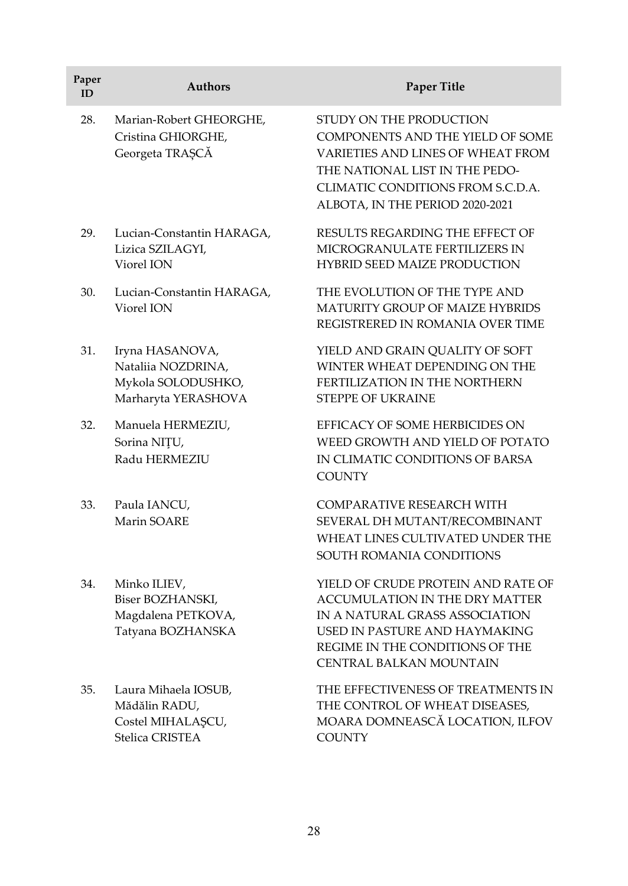| Paper ID | Authors | Paper Title |
|---|---|---|
| 28. | Marian-Robert GHEORGHE, Cristina GHIORGHE, Georgeta TRAȘCĂ | STUDY ON THE PRODUCTION COMPONENTS AND THE YIELD OF SOME VARIETIES AND LINES OF WHEAT FROM THE NATIONAL LIST IN THE PEDO-CLIMATIC CONDITIONS FROM S.C.D.A. ALBOTA, IN THE PERIOD 2020-2021 |
| 29. | Lucian-Constantin HARAGA, Lizica SZILAGYI, Viorel ION | RESULTS REGARDING THE EFFECT OF MICROGRANULATE FERTILIZERS IN HYBRID SEED MAIZE PRODUCTION |
| 30. | Lucian-Constantin HARAGA, Viorel ION | THE EVOLUTION OF THE TYPE AND MATURITY GROUP OF MAIZE HYBRIDS REGISTRERED IN ROMANIA OVER TIME |
| 31. | Iryna HASANOVA, Nataliia NOZDRINA, Mykola SOLODUSHKO, Marharyta YERASHOVA | YIELD AND GRAIN QUALITY OF SOFT WINTER WHEAT DEPENDING ON THE FERTILIZATION IN THE NORTHERN STEPPE OF UKRAINE |
| 32. | Manuela HERMEZIU, Sorina NIȚU, Radu HERMEZIU | EFFICACY OF SOME HERBICIDES ON WEED GROWTH AND YIELD OF POTATO IN CLIMATIC CONDITIONS OF BARSA COUNTY |
| 33. | Paula IANCU, Marin SOARE | COMPARATIVE RESEARCH WITH SEVERAL DH MUTANT/RECOMBINANT WHEAT LINES CULTIVATED UNDER THE SOUTH ROMANIA CONDITIONS |
| 34. | Minko ILIEV, Biser BOZHANSKI, Magdalena PETKOVA, Tatyana BOZHANSKA | YIELD OF CRUDE PROTEIN AND RATE OF ACCUMULATION IN THE DRY MATTER IN A NATURAL GRASS ASSOCIATION USED IN PASTURE AND HAYMAKING REGIME IN THE CONDITIONS OF THE CENTRAL BALKAN MOUNTAIN |
| 35. | Laura Mihaela IOSUB, Mădălin RADU, Costel MIHALAȘCU, Stelica CRISTEA | THE EFFECTIVENESS OF TREATMENTS IN THE CONTROL OF WHEAT DISEASES, MOARA DOMNEASCĂ LOCATION, ILFOV COUNTY |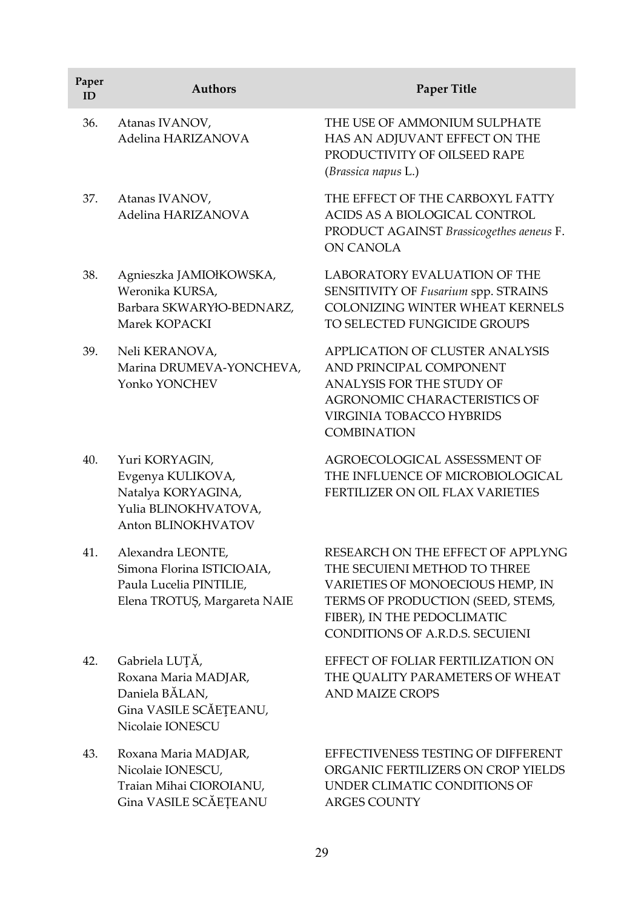| Paper ID | Authors | Paper Title |
|---|---|---|
| 36. | Atanas IVANOV, Adelina HARIZANOVA | THE USE OF AMMONIUM SULPHATE HAS AN ADJUVANT EFFECT ON THE PRODUCTIVITY OF OILSEED RAPE (*Brassica napus* L.) |
| 37. | Atanas IVANOV, Adelina HARIZANOVA | THE EFFECT OF THE CARBOXYL FATTY ACIDS AS A BIOLOGICAL CONTROL PRODUCT AGAINST *Brassicogethes aeneus* F. ON CANOLA |
| 38. | Agnieszka JAMIOŁKOWSKA, Weronika KURSA, Barbara SKWARYŁO-BEDNARZ, Marek KOPACKI | LABORATORY EVALUATION OF THE SENSITIVITY OF *Fusarium* spp. STRAINS COLONIZING WINTER WHEAT KERNELS TO SELECTED FUNGICIDE GROUPS |
| 39. | Neli KERANOVA, Marina DRUMEVA-YONCHEVA, Yonko YONCHEV | APPLICATION OF CLUSTER ANALYSIS AND PRINCIPAL COMPONENT ANALYSIS FOR THE STUDY OF AGRONOMIC CHARACTERISTICS OF VIRGINIA TOBACCO HYBRIDS COMBINATION |
| 40. | Yuri KORYAGIN, Evgenya KULIKOVA, Natalya KORYAGINA, Yulia BLINOKHVATOVA, Anton BLINOKHVATOV | AGROECOLOGICAL ASSESSMENT OF THE INFLUENCE OF MICROBIOLOGICAL FERTILIZER ON OIL FLAX VARIETIES |
| 41. | Alexandra LEONTE, Simona Florina ISTICIOAIA, Paula Lucelia PINTILIE, Elena TROTUȘ, Margareta NAIE | RESEARCH ON THE EFFECT OF APPLYNG THE SECUIENI METHOD TO THREE VARIETIES OF MONOECIOUS HEMP, IN TERMS OF PRODUCTION (SEED, STEMS, FIBER), IN THE PEDOCLIMATIC CONDITIONS OF A.R.D.S. SECUIENI |
| 42. | Gabriela LUȚĂ, Roxana Maria MADJAR, Daniela BĂLAN, Gina VASILE SCĂEȚEANU, Nicolaie IONESCU | EFFECT OF FOLIAR FERTILIZATION ON THE QUALITY PARAMETERS OF WHEAT AND MAIZE CROPS |
| 43. | Roxana Maria MADJAR, Nicolaie IONESCU, Traian Mihai CIOROIANU, Gina VASILE SCĂEȚEANU | EFFECTIVENESS TESTING OF DIFFERENT ORGANIC FERTILIZERS ON CROP YIELDS UNDER CLIMATIC CONDITIONS OF ARGES COUNTY |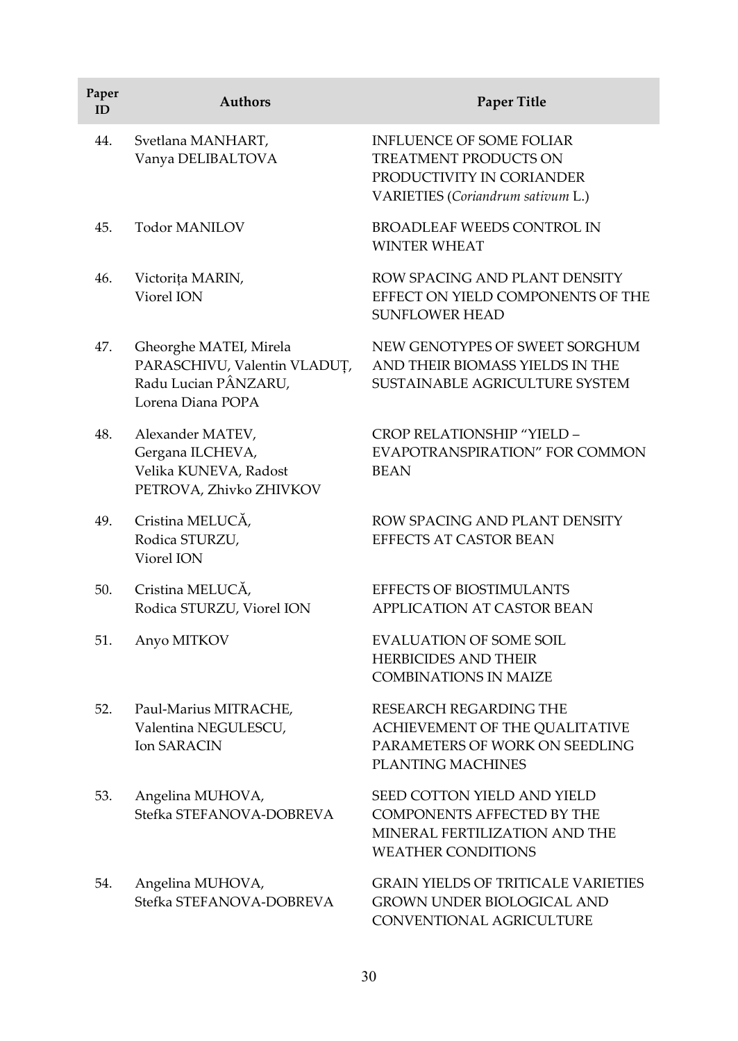| Paper ID | Authors | Paper Title |
|---|---|---|
| 44. | Svetlana MANHART, Vanya DELIBALTOVA | INFLUENCE OF SOME FOLIAR TREATMENT PRODUCTS ON PRODUCTIVITY IN CORIANDER VARIETIES (*Coriandrum sativum* L.) |
| 45. | Todor MANILOV | BROADLEAF WEEDS CONTROL IN WINTER WHEAT |
| 46. | Victorița MARIN, Viorel ION | ROW SPACING AND PLANT DENSITY EFFECT ON YIELD COMPONENTS OF THE SUNFLOWER HEAD |
| 47. | Gheorghe MATEI, Mirela PARASCHIVU, Valentin VLADUȚ, Radu Lucian PÂNZARU, Lorena Diana POPA | NEW GENOTYPES OF SWEET SORGHUM AND THEIR BIOMASS YIELDS IN THE SUSTAINABLE AGRICULTURE SYSTEM |
| 48. | Alexander MATEV, Gergana ILCHEVA, Velika KUNEVA, Radost PETROVA, Zhivko ZHIVKOV | CROP RELATIONSHIP "YIELD – EVAPOTRANSPIRATION" FOR COMMON BEAN |
| 49. | Cristina MELUCĂ, Rodica STURZU, Viorel ION | ROW SPACING AND PLANT DENSITY EFFECTS AT CASTOR BEAN |
| 50. | Cristina MELUCĂ, Rodica STURZU, Viorel ION | EFFECTS OF BIOSTIMULANTS APPLICATION AT CASTOR BEAN |
| 51. | Anyo MITKOV | EVALUATION OF SOME SOIL HERBICIDES AND THEIR COMBINATIONS IN MAIZE |
| 52. | Paul-Marius MITRACHE, Valentina NEGULESCU, Ion SARACIN | RESEARCH REGARDING THE ACHIEVEMENT OF THE QUALITATIVE PARAMETERS OF WORK ON SEEDLING PLANTING MACHINES |
| 53. | Angelina MUHOVA, Stefka STEFANOVA-DOBREVA | SEED COTTON YIELD AND YIELD COMPONENTS AFFECTED BY THE MINERAL FERTILIZATION AND THE WEATHER CONDITIONS |
| 54. | Angelina MUHOVA, Stefka STEFANOVA-DOBREVA | GRAIN YIELDS OF TRITICALE VARIETIES GROWN UNDER BIOLOGICAL AND CONVENTIONAL AGRICULTURE |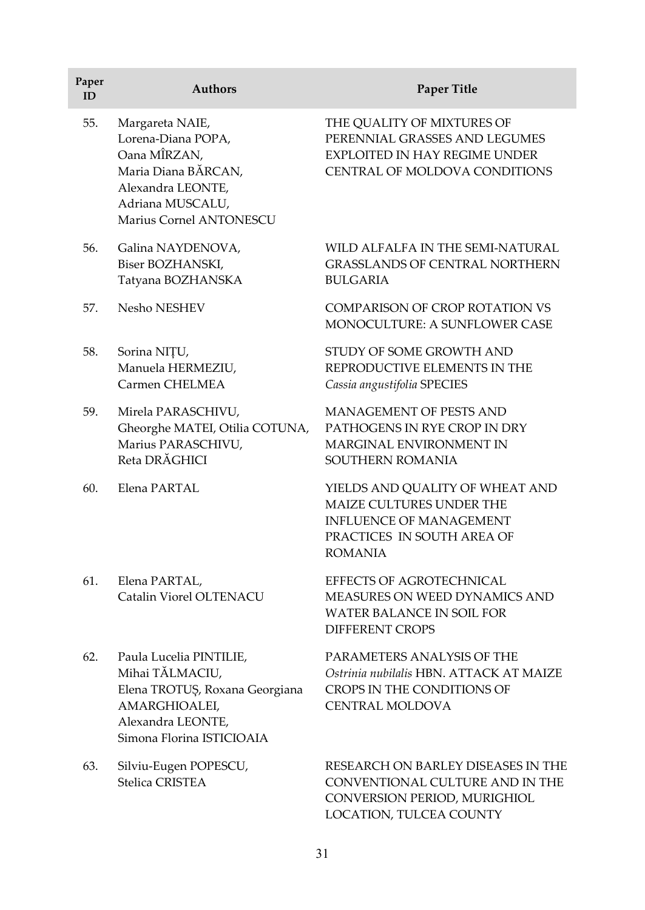| Paper ID | Authors | Paper Title |
| --- | --- | --- |
| 55. | Margareta NAIE, Lorena-Diana POPA, Oana MÎRZAN, Maria Diana BĂRCAN, Alexandra LEONTE, Adriana MUSCALU, Marius Cornel ANTONESCU | THE QUALITY OF MIXTURES OF PERENNIAL GRASSES AND LEGUMES EXPLOITED IN HAY REGIME UNDER CENTRAL OF MOLDOVA CONDITIONS |
| 56. | Galina NAYDENOVA, Biser BOZHANSKI, Tatyana BOZHANSKA | WILD ALFALFA IN THE SEMI-NATURAL GRASSLANDS OF CENTRAL NORTHERN BULGARIA |
| 57. | Nesho NESHEV | COMPARISON OF CROP ROTATION VS MONOCULTURE: A SUNFLOWER CASE |
| 58. | Sorina NIȚU, Manuela HERMEZIU, Carmen CHELMEA | STUDY OF SOME GROWTH AND REPRODUCTIVE ELEMENTS IN THE *Cassia angustifolia* SPECIES |
| 59. | Mirela PARASCHIVU, Gheorghe MATEI, Otilia COTUNA, Marius PARASCHIVU, Reta DRĂGHICI | MANAGEMENT OF PESTS AND PATHOGENS IN RYE CROP IN DRY MARGINAL ENVIRONMENT IN SOUTHERN ROMANIA |
| 60. | Elena PARTAL | YIELDS AND QUALITY OF WHEAT AND MAIZE CULTURES UNDER THE INFLUENCE OF MANAGEMENT PRACTICES IN SOUTH AREA OF ROMANIA |
| 61. | Elena PARTAL, Catalin Viorel OLTENACU | EFFECTS OF AGROTECHNICAL MEASURES ON WEED DYNAMICS AND WATER BALANCE IN SOIL FOR DIFFERENT CROPS |
| 62. | Paula Lucelia PINTILIE, Mihai TĂLMACIU, Elena TROTUȘ, Roxana Georgiana AMARGHIOALEI, Alexandra LEONTE, Simona Florina ISTICIOAIA | PARAMETERS ANALYSIS OF THE *Ostrinia nubilalis* HBN. ATTACK AT MAIZE CROPS IN THE CONDITIONS OF CENTRAL MOLDOVA |
| 63. | Silviu-Eugen POPESCU, Stelica CRISTEA | RESEARCH ON BARLEY DISEASES IN THE CONVENTIONAL CULTURE AND IN THE CONVERSION PERIOD, MURIGHIOL LOCATION, TULCEA COUNTY |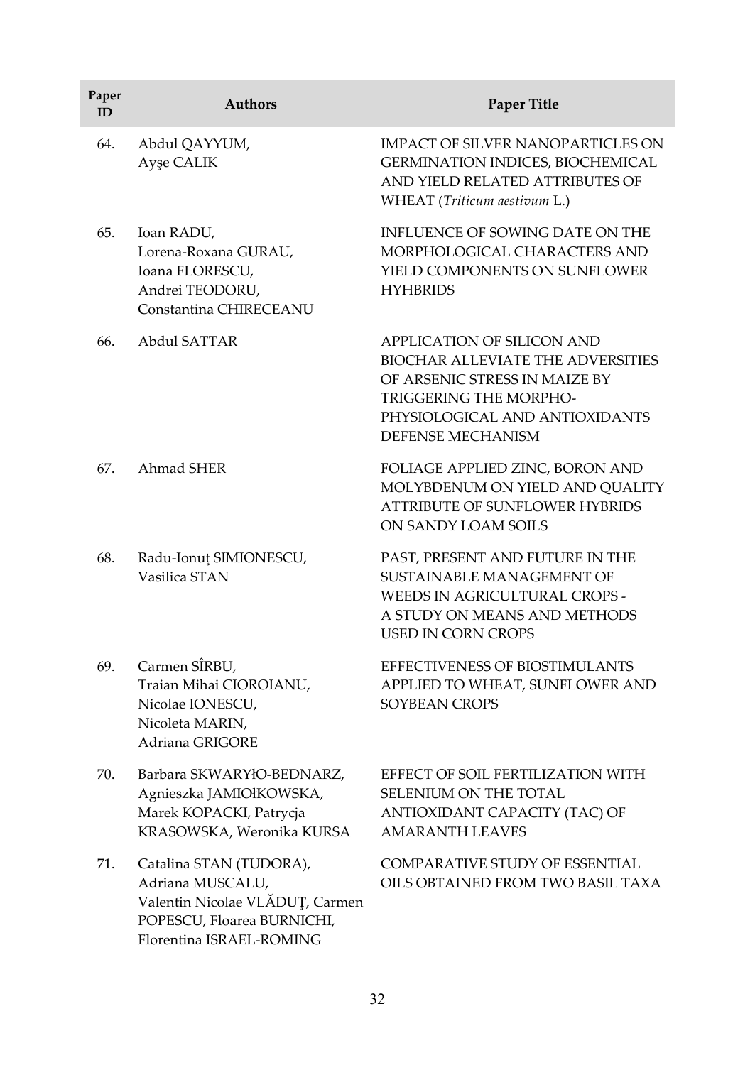| Paper ID | Authors | Paper Title |
|---|---|---|
| 64. | Abdul QAYYUM, Ayşe CALIK | IMPACT OF SILVER NANOPARTICLES ON GERMINATION INDICES, BIOCHEMICAL AND YIELD RELATED ATTRIBUTES OF WHEAT (*Triticum aestivum* L.) |
| 65. | Ioan RADU, Lorena-Roxana GURAU, Ioana FLORESCU, Andrei TEODORU, Constantina CHIRECEANU | INFLUENCE OF SOWING DATE ON THE MORPHOLOGICAL CHARACTERS AND YIELD COMPONENTS ON SUNFLOWER HYHBRIDS |
| 66. | Abdul SATTAR | APPLICATION OF SILICON AND BIOCHAR ALLEVIATE THE ADVERSITIES OF ARSENIC STRESS IN MAIZE BY TRIGGERING THE MORPHO-PHYSIOLOGICAL AND ANTIOXIDANTS DEFENSE MECHANISM |
| 67. | Ahmad SHER | FOLIAGE APPLIED ZINC, BORON AND MOLYBDENUM ON YIELD AND QUALITY ATTRIBUTE OF SUNFLOWER HYBRIDS ON SANDY LOAM SOILS |
| 68. | Radu-Ionuț SIMIONESCU, Vasilica STAN | PAST, PRESENT AND FUTURE IN THE SUSTAINABLE MANAGEMENT OF WEEDS IN AGRICULTURAL CROPS - A STUDY ON MEANS AND METHODS USED IN CORN CROPS |
| 69. | Carmen SÎRBU, Traian Mihai CIOROIANU, Nicolae IONESCU, Nicoleta MARIN, Adriana GRIGORE | EFFECTIVENESS OF BIOSTIMULANTS APPLIED TO WHEAT, SUNFLOWER AND SOYBEAN CROPS |
| 70. | Barbara SKWARYŁO-BEDNARZ, Agnieszka JAMIOŁKOWSKA, Marek KOPACKI, Patrycja KRASOWSKA, Weronika KURSA | EFFECT OF SOIL FERTILIZATION WITH SELENIUM ON THE TOTAL ANTIOXIDANT CAPACITY (TAC) OF AMARANTH LEAVES |
| 71. | Catalina STAN (TUDORA), Adriana MUSCALU, Valentin Nicolae VLĂDUȚ, Carmen POPESCU, Floarea BURNICHI, Florentina ISRAEL-ROMING | COMPARATIVE STUDY OF ESSENTIAL OILS OBTAINED FROM TWO BASIL TAXA |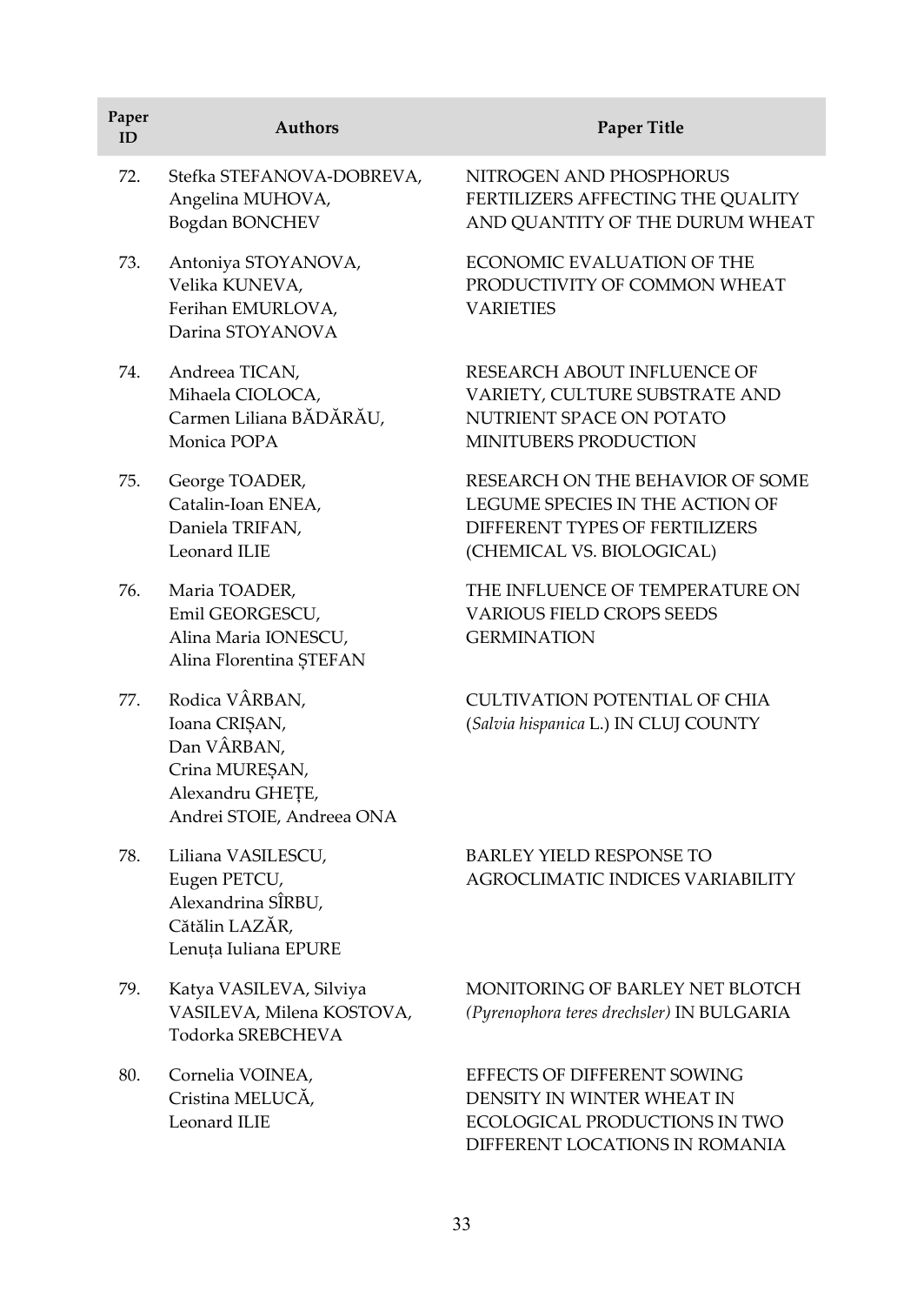| Paper ID | Authors | Paper Title |
|---|---|---|
| 72. | Stefka STEFANOVA-DOBREVA, Angelina MUHOVA, Bogdan BONCHEV | NITROGEN AND PHOSPHORUS FERTILIZERS AFFECTING THE QUALITY AND QUANTITY OF THE DURUM WHEAT |
| 73. | Antoniya STOYANOVA, Velika KUNEVA, Ferihan EMURLOVA, Darina STOYANOVA | ECONOMIC EVALUATION OF THE PRODUCTIVITY OF COMMON WHEAT VARIETIES |
| 74. | Andreea TICAN, Mihaela CIOLOCA, Carmen Liliana BĂDĂRĂU, Monica POPA | RESEARCH ABOUT INFLUENCE OF VARIETY, CULTURE SUBSTRATE AND NUTRIENT SPACE ON POTATO MINITUBERS PRODUCTION |
| 75. | George TOADER, Catalin-Ioan ENEA, Daniela TRIFAN, Leonard ILIE | RESEARCH ON THE BEHAVIOR OF SOME LEGUME SPECIES IN THE ACTION OF DIFFERENT TYPES OF FERTILIZERS (CHEMICAL VS. BIOLOGICAL) |
| 76. | Maria TOADER, Emil GEORGESCU, Alina Maria IONESCU, Alina Florentina ȘTEFAN | THE INFLUENCE OF TEMPERATURE ON VARIOUS FIELD CROPS SEEDS GERMINATION |
| 77. | Rodica VÂRBAN, Ioana CRIȘAN, Dan VÂRBAN, Crina MUREȘAN, Alexandru GHEȚE, Andrei STOIE, Andreea ONA | CULTIVATION POTENTIAL OF CHIA (*Salvia hispanica* L.) IN CLUJ COUNTY |
| 78. | Liliana VASILESCU, Eugen PETCU, Alexandrina SÎRBU, Cătălin LAZĂR, Lenuța Iuliana EPURE | BARLEY YIELD RESPONSE TO AGROCLIMATIC INDICES VARIABILITY |
| 79. | Katya VASILEVA, Silviya VASILEVA, Milena KOSTOVA, Todorka SREBCHEVA | MONITORING OF BARLEY NET BLOTCH *(Pyrenophora teres drechsler)* IN BULGARIA |
| 80. | Cornelia VOINEA, Cristina MELUCĂ, Leonard ILIE | EFFECTS OF DIFFERENT SOWING DENSITY IN WINTER WHEAT IN ECOLOGICAL PRODUCTIONS IN TWO DIFFERENT LOCATIONS IN ROMANIA |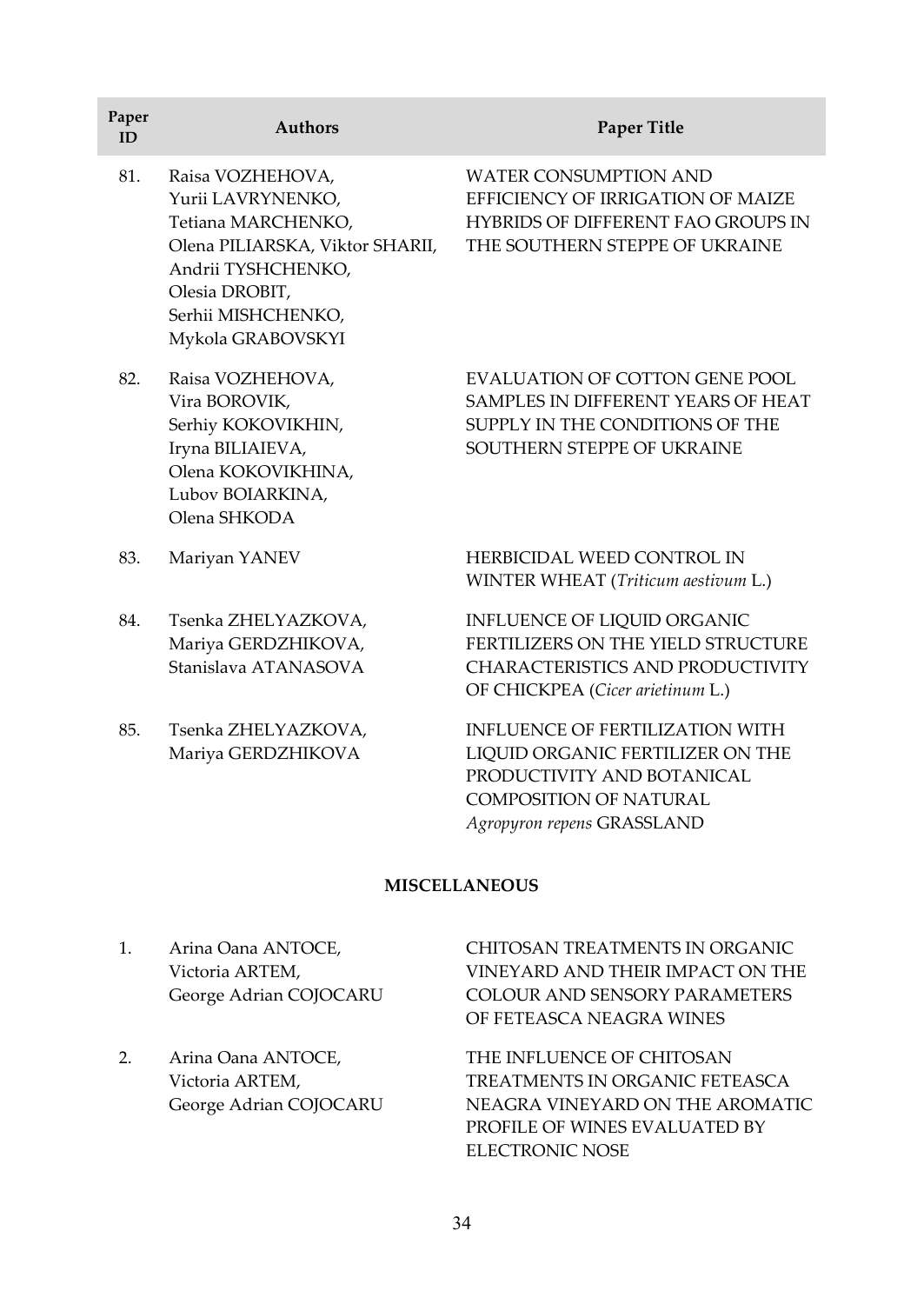| Paper ID | Authors | Paper Title |
|---|---|---|
| 81. | Raisa VOZHEHOVA, Yurii LAVRYNENKO, Tetiana MARCHENKO, Olena PILIARSKA, Viktor SHARII, Andrii TYSHCHENKO, Olesia DROBIT, Serhii MISHCHENKO, Mykola GRABOVSKYI | WATER CONSUMPTION AND EFFICIENCY OF IRRIGATION OF MAIZE HYBRIDS OF DIFFERENT FAO GROUPS IN THE SOUTHERN STEPPE OF UKRAINE |
| 82. | Raisa VOZHEHOVA, Vira BOROVIK, Serhiy KOKOVIKHIN, Iryna BILIAIEVA, Olena KOKOVIKHINA, Lubov BOIARKINA, Olena SHKODA | EVALUATION OF COTTON GENE POOL SAMPLES IN DIFFERENT YEARS OF HEAT SUPPLY IN THE CONDITIONS OF THE SOUTHERN STEPPE OF UKRAINE |
| 83. | Mariyan YANEV | HERBICIDAL WEED CONTROL IN WINTER WHEAT (*Triticum aestivum* L.) |
| 84. | Tsenka ZHELYAZKOVA, Mariya GERDZHIKOVA, Stanislava ATANASOVA | INFLUENCE OF LIQUID ORGANIC FERTILIZERS ON THE YIELD STRUCTURE CHARACTERISTICS AND PRODUCTIVITY OF CHICKPEA (*Cicer arietinum* L.) |
| 85. | Tsenka ZHELYAZKOVA, Mariya GERDZHIKOVA | INFLUENCE OF FERTILIZATION WITH LIQUID ORGANIC FERTILIZER ON THE PRODUCTIVITY AND BOTANICAL COMPOSITION OF NATURAL *Agropyron repens* GRASSLAND |

**MISCELLANEOUS**

| Paper ID | Authors | Paper Title |
|---|---|---|
| 1. | Arina Oana ANTOCE, Victoria ARTEM, George Adrian COJOCARU | CHITOSAN TREATMENTS IN ORGANIC VINEYARD AND THEIR IMPACT ON THE COLOUR AND SENSORY PARAMETERS OF FETEASCA NEAGRA WINES |
| 2. | Arina Oana ANTOCE, Victoria ARTEM, George Adrian COJOCARU | THE INFLUENCE OF CHITOSAN TREATMENTS IN ORGANIC FETEASCA NEAGRA VINEYARD ON THE AROMATIC PROFILE OF WINES EVALUATED BY ELECTRONIC NOSE |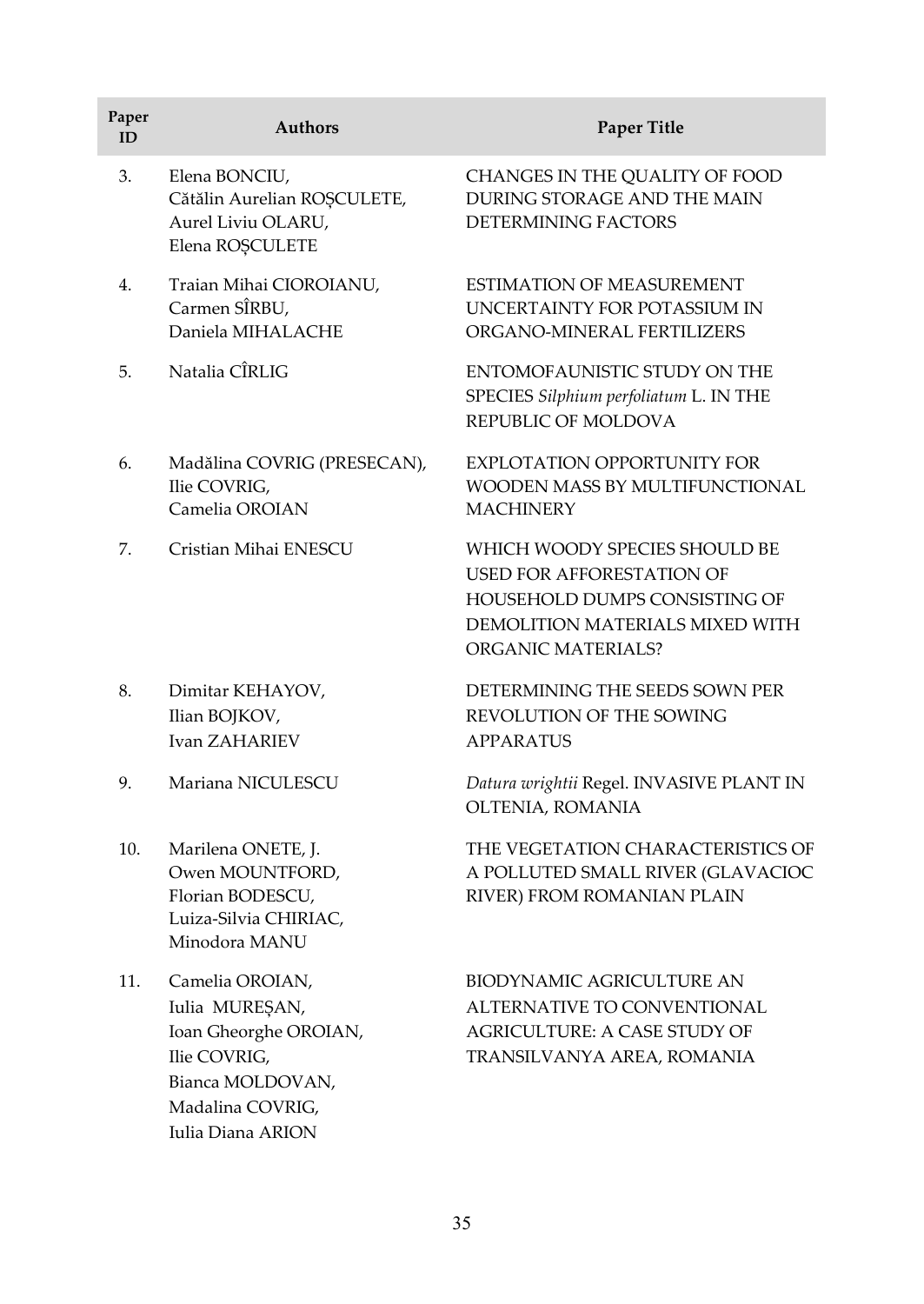| Paper ID | Authors | Paper Title |
|---|---|---|
| 3. | Elena BONCIU, Cătălin Aurelian ROȘCULETE, Aurel Liviu OLARU, Elena ROȘCULETE | CHANGES IN THE QUALITY OF FOOD DURING STORAGE AND THE MAIN DETERMINING FACTORS |
| 4. | Traian Mihai CIOROIANU, Carmen SÎRBU, Daniela MIHALACHE | ESTIMATION OF MEASUREMENT UNCERTAINTY FOR POTASSIUM IN ORGANO-MINERAL FERTILIZERS |
| 5. | Natalia CÎRLIG | ENTOMOFAUNISTIC STUDY ON THE SPECIES *Silphium perfoliatum* L. IN THE REPUBLIC OF MOLDOVA |
| 6. | Madălina COVRIG (PRESECAN), Ilie COVRIG, Camelia OROIAN | EXPLOTATION OPPORTUNITY FOR WOODEN MASS BY MULTIFUNCTIONAL MACHINERY |
| 7. | Cristian Mihai ENESCU | WHICH WOODY SPECIES SHOULD BE USED FOR AFFORESTATION OF HOUSEHOLD DUMPS CONSISTING OF DEMOLITION MATERIALS MIXED WITH ORGANIC MATERIALS? |
| 8. | Dimitar KEHAYOV, Ilian BOJKOV, Ivan ZAHARIEV | DETERMINING THE SEEDS SOWN PER REVOLUTION OF THE SOWING APPARATUS |
| 9. | Mariana NICULESCU | *Datura wrightii* Regel. INVASIVE PLANT IN OLTENIA, ROMANIA |
| 10. | Marilena ONETE, J. Owen MOUNTFORD, Florian BODESCU, Luiza-Silvia CHIRIAC, Minodora MANU | THE VEGETATION CHARACTERISTICS OF A POLLUTED SMALL RIVER (GLAVACIOC RIVER) FROM ROMANIAN PLAIN |
| 11. | Camelia OROIAN, Iulia MUREȘAN, Ioan Gheorghe OROIAN, Ilie COVRIG, Bianca MOLDOVAN, Madalina COVRIG, Iulia Diana ARION | BIODYNAMIC AGRICULTURE AN ALTERNATIVE TO CONVENTIONAL AGRICULTURE: A CASE STUDY OF TRANSILVANYA AREA, ROMANIA |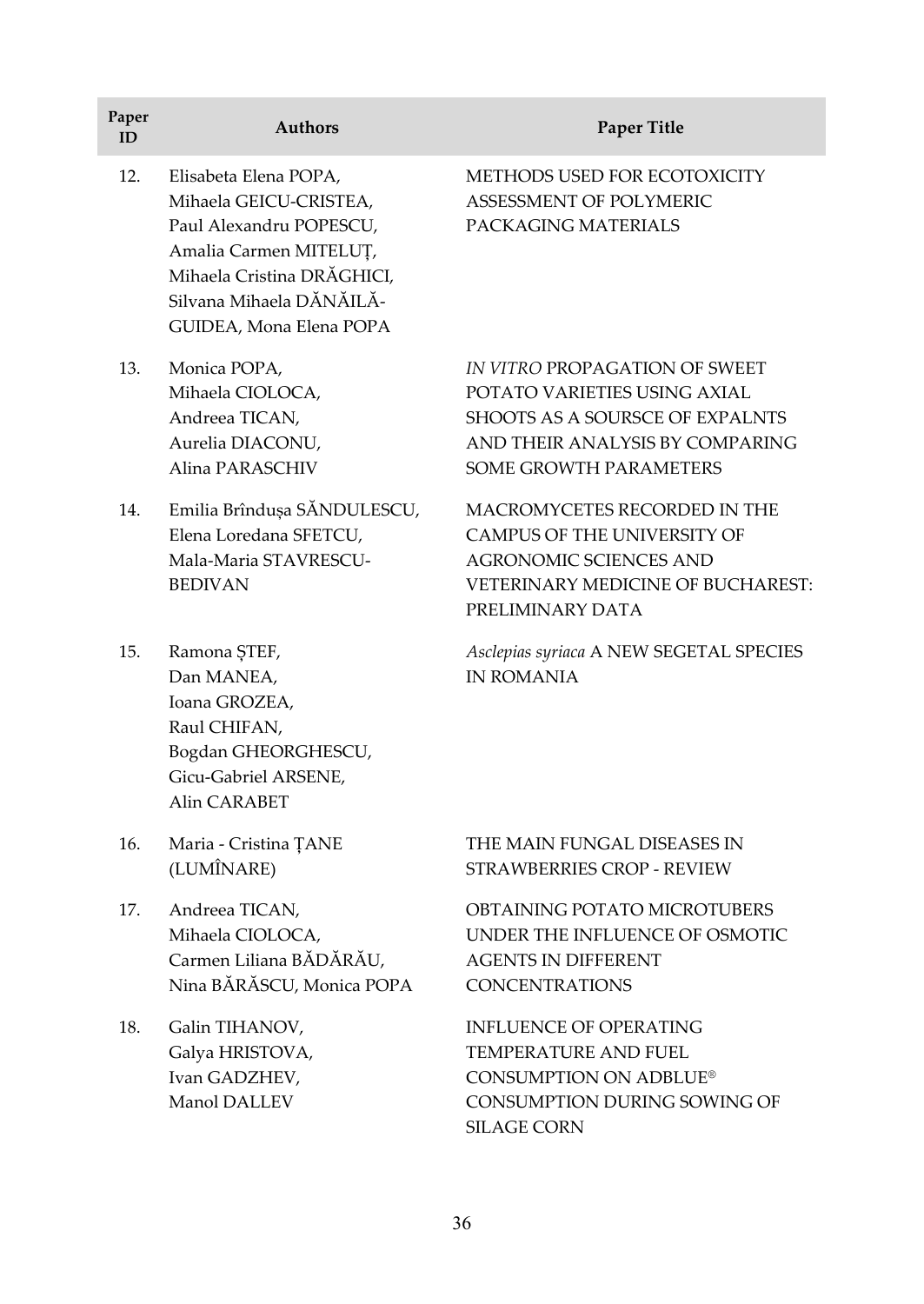| Paper ID | Authors | Paper Title |
|---|---|---|
| 12. | Elisabeta Elena POPA, Mihaela GEICU-CRISTEA, Paul Alexandru POPESCU, Amalia Carmen MITELUȚ, Mihaela Cristina DRĂGHICI, Silvana Mihaela DĂNĂILĂ-GUIDEA, Mona Elena POPA | METHODS USED FOR ECOTOXICITY ASSESSMENT OF POLYMERIC PACKAGING MATERIALS |
| 13. | Monica POPA, Mihaela CIOLOCA, Andreea TICAN, Aurelia DIACONU, Alina PARASCHIV | *IN VITRO* PROPAGATION OF SWEET POTATO VARIETIES USING AXIAL SHOOTS AS A SOURSCE OF EXPALNTS AND THEIR ANALYSIS BY COMPARING SOME GROWTH PARAMETERS |
| 14. | Emilia Brîndușa SĂNDULESCU, Elena Loredana SFETCU, Mala-Maria STAVRESCU-BEDIVAN | MACROMYCETES RECORDED IN THE CAMPUS OF THE UNIVERSITY OF AGRONOMIC SCIENCES AND VETERINARY MEDICINE OF BUCHAREST: PRELIMINARY DATA |
| 15. | Ramona ȘTEF, Dan MANEA, Ioana GROZEA, Raul CHIFAN, Bogdan GHEORGHESCU, Gicu-Gabriel ARSENE, Alin CARABET | *Asclepias syriaca* A NEW SEGETAL SPECIES IN ROMANIA |
| 16. | Maria - Cristina ȚANE (LUMÎNARE) | THE MAIN FUNGAL DISEASES IN STRAWBERRIES CROP - REVIEW |
| 17. | Andreea TICAN, Mihaela CIOLOCA, Carmen Liliana BĂDĂRĂU, Nina BĂRĂSCU, Monica POPA | OBTAINING POTATO MICROTUBERS UNDER THE INFLUENCE OF OSMOTIC AGENTS IN DIFFERENT CONCENTRATIONS |
| 18. | Galin TIHANOV, Galya HRISTOVA, Ivan GADZHEV, Manol DALLEV | INFLUENCE OF OPERATING TEMPERATURE AND FUEL CONSUMPTION ON ADBLUE® CONSUMPTION DURING SOWING OF SILAGE CORN |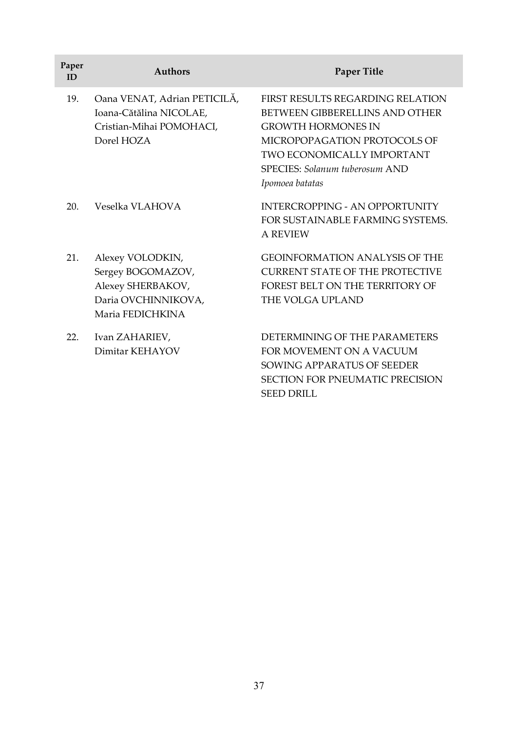| Paper ID | Authors | Paper Title |
|---|---|---|
| 19. | Oana VENAT, Adrian PETICILĂ, Ioana-Cătălina NICOLAE, Cristian-Mihai POMOHACI, Dorel HOZA | FIRST RESULTS REGARDING RELATION BETWEEN GIBBERELLINS AND OTHER GROWTH HORMONES IN MICROPOPAGATION PROTOCOLS OF TWO ECONOMICALLY IMPORTANT SPECIES: *Solanum tuberosum* AND *Ipomoea batatas* |
| 20. | Veselka VLAHOVA | INTERCROPPING - AN OPPORTUNITY FOR SUSTAINABLE FARMING SYSTEMS. A REVIEW |
| 21. | Alexey VOLODKIN, Sergey BOGOMAZOV, Alexey SHERBAKOV, Daria OVCHINNIKOVA, Maria FEDICHKINA | GEOINFORMATION ANALYSIS OF THE CURRENT STATE OF THE PROTECTIVE FOREST BELT ON THE TERRITORY OF THE VOLGA UPLAND |
| 22. | Ivan ZAHARIEV, Dimitar KEHAYOV | DETERMINING OF THE PARAMETERS FOR MOVEMENT ON A VACUUM SOWING APPARATUS OF SEEDER SECTION FOR PNEUMATIC PRECISION SEED DRILL |